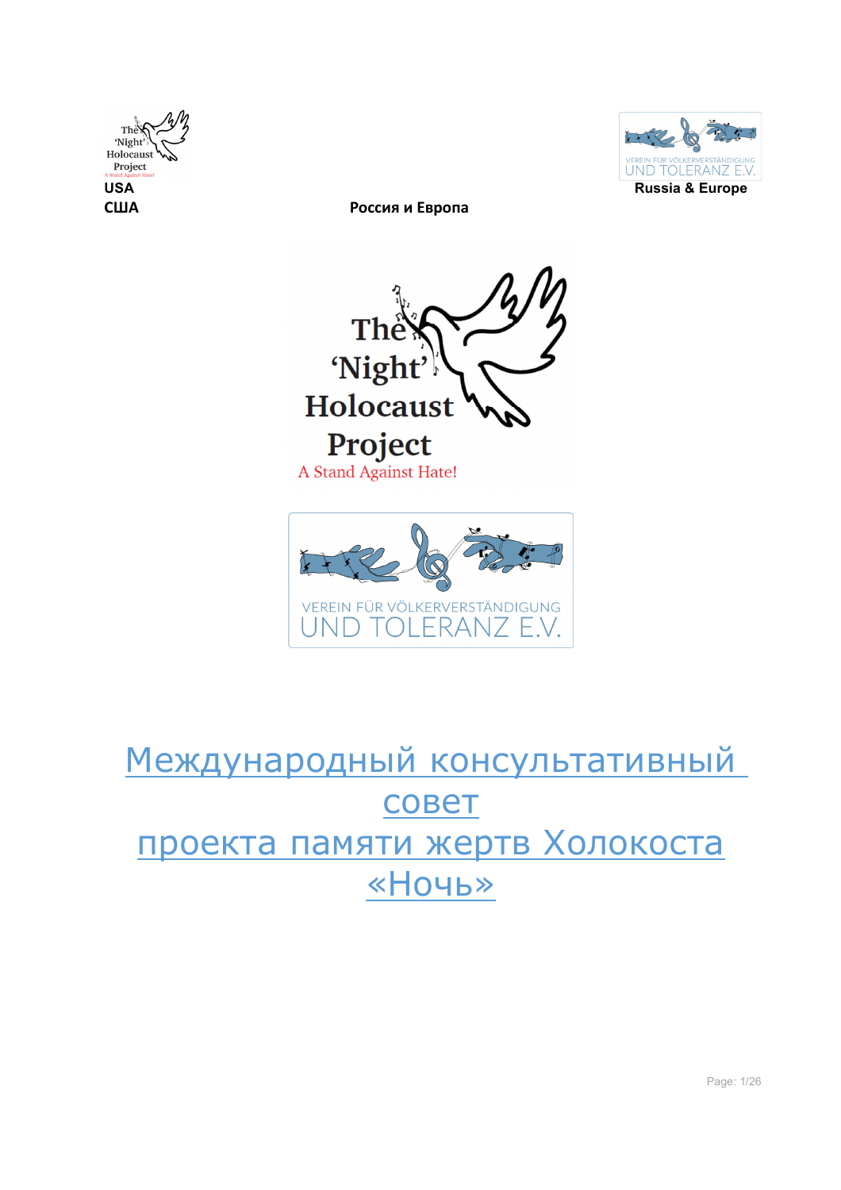USA
США

Russia & Europe

Россия и Европа

The 'Night' Holocaust Project
A Stand Against Hate!

VEREIN FÜR VÖLKERVERSTÄNDIGUNG UND TOLERANZ E.V.

# Международный консультативный совет проекта памяти жертв Холокоста «Ночь»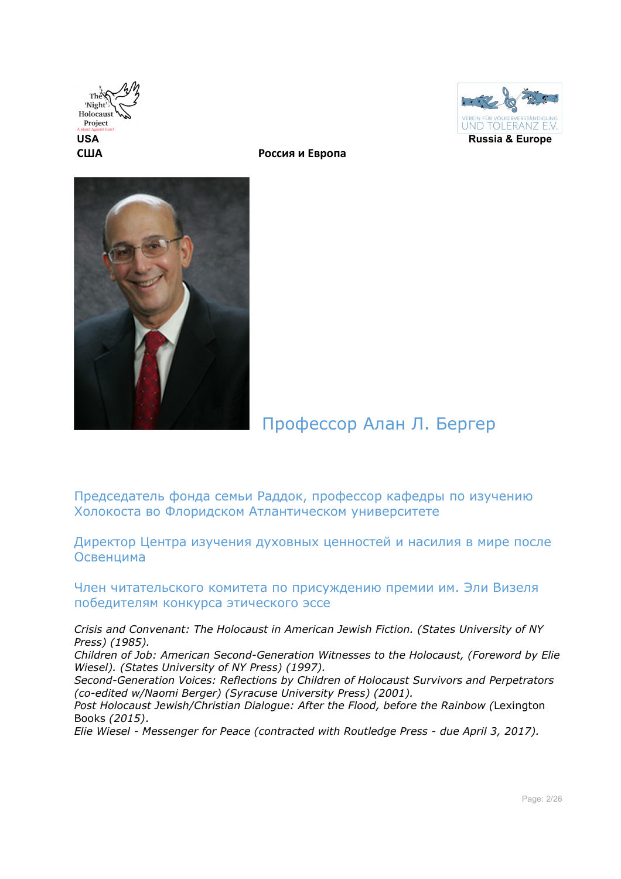The 'Night' Holocaust Project

USA
США

Verein für Völkerverständigung und Toleranz e.V.

Russia & Europe
Россия и Европа

# Профессор Алан Л. Бергер

Председатель фонда семьи Раддок, профессор кафедры по изучению Холокоста во Флоридском Атлантическом университете

Директор Центра изучения духовных ценностей и насилия в мире после Освенцима

Член читательского комитета по присуждению премии им. Эли Визеля победителям конкурса этического эссе

*Crisis and Convenant: The Holocaust in American Jewish Fiction. (States University of NY Press) (1985).*
*Children of Job: American Second-Generation Witnesses to the Holocaust, (Foreword by Elie Wiesel). (States University of NY Press) (1997).*
*Second-Generation Voices: Reflections by Children of Holocaust Survivors and Perpetrators (co-edited w/Naomi Berger) (Syracuse University Press) (2001).*
*Post Holocaust Jewish/Christian Dialogue: After the Flood, before the Rainbow (*Lexington Books *(2015)*.
*Elie Wiesel - Messenger for Peace (contracted with Routledge Press - due April 3, 2017).*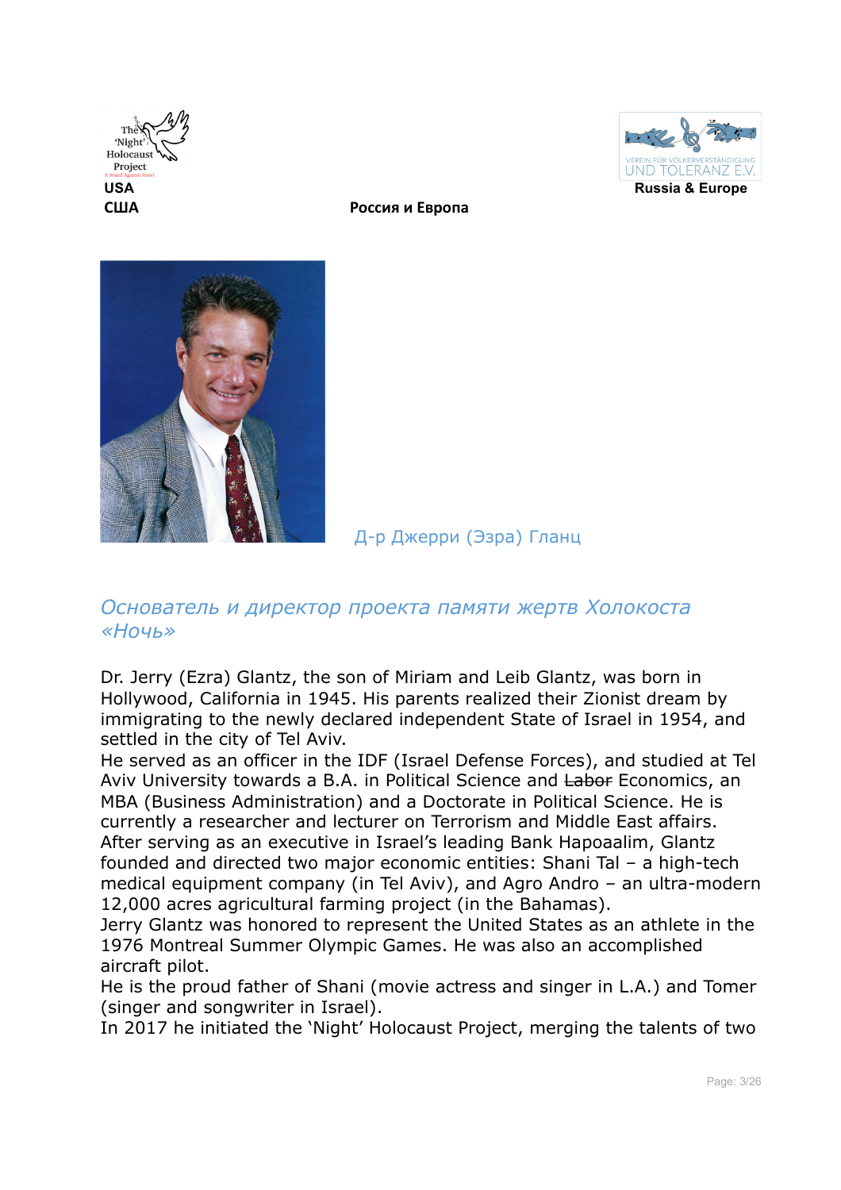USA
США

Россия и Европа

Russia & Europe

Д-р Джерри (Эзра) Гланц

## *Основатель и директор проекта памяти жертв Холокоста «Ночь»*

Dr. Jerry (Ezra) Glantz, the son of Miriam and Leib Glantz, was born in Hollywood, California in 1945. His parents realized their Zionist dream by immigrating to the newly declared independent State of Israel in 1954, and settled in the city of Tel Aviv.

He served as an officer in the IDF (Israel Defense Forces), and studied at Tel Aviv University towards a B.A. in Political Science and ~~Labor~~ Economics, an MBA (Business Administration) and a Doctorate in Political Science. He is currently a researcher and lecturer on Terrorism and Middle East affairs.

After serving as an executive in Israel's leading Bank Hapoaalim, Glantz founded and directed two major economic entities: Shani Tal – a high-tech medical equipment company (in Tel Aviv), and Agro Andro – an ultra-modern 12,000 acres agricultural farming project (in the Bahamas).

Jerry Glantz was honored to represent the United States as an athlete in the 1976 Montreal Summer Olympic Games. He was also an accomplished aircraft pilot.

He is the proud father of Shani (movie actress and singer in L.A.) and Tomer (singer and songwriter in Israel).

In 2017 he initiated the 'Night' Holocaust Project, merging the talents of two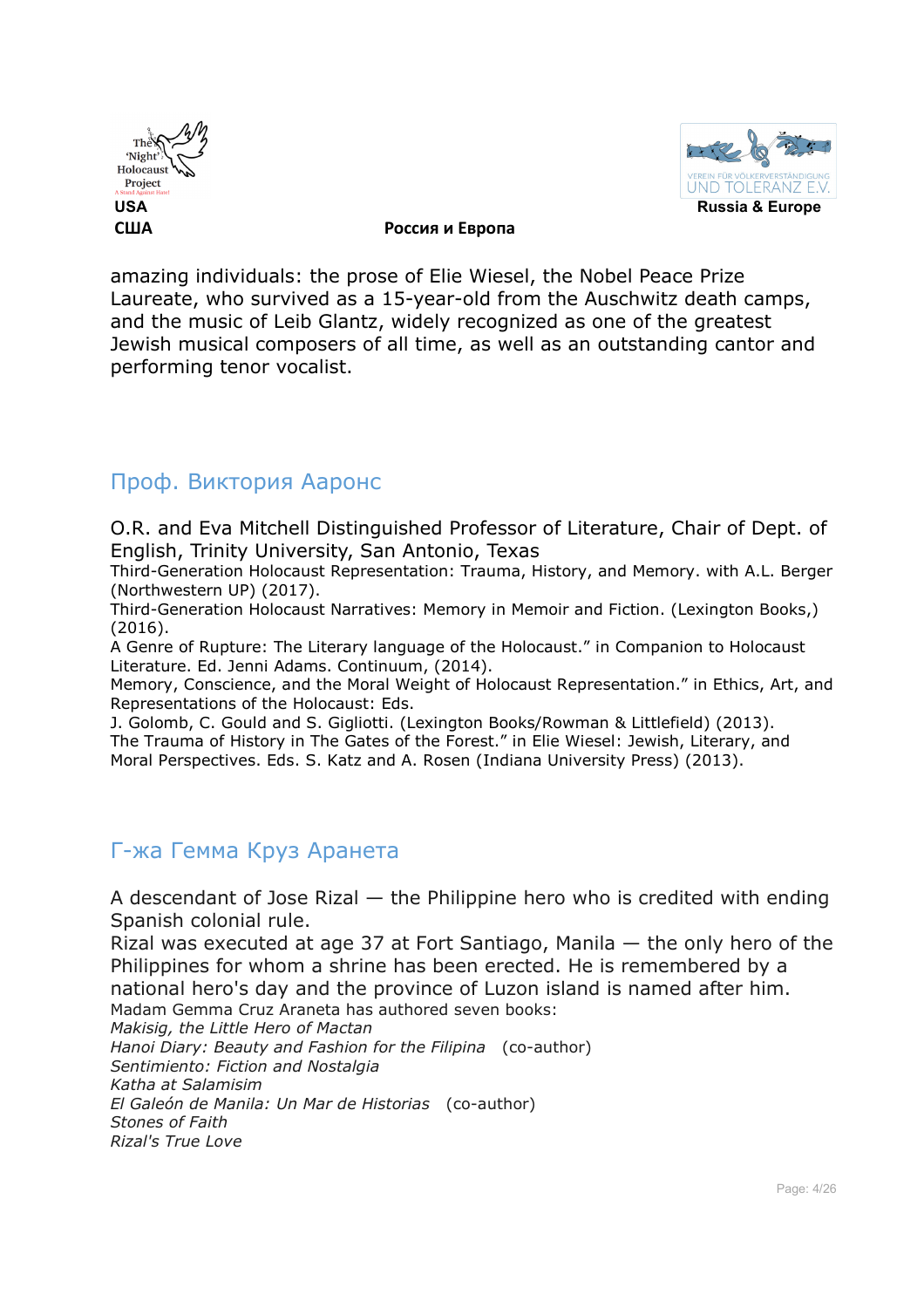amazing individuals: the prose of Elie Wiesel, the Nobel Peace Prize Laureate, who survived as a 15-year-old from the Auschwitz death camps, and the music of Leib Glantz, widely recognized as one of the greatest Jewish musical composers of all time, as well as an outstanding cantor and performing tenor vocalist.

## Проф. Виктория Ааронс

O.R. and Eva Mitchell Distinguished Professor of Literature, Chair of Dept. of English, Trinity University, San Antonio, Texas

Third-Generation Holocaust Representation: Trauma, History, and Memory. with A.L. Berger (Northwestern UP) (2017).

Third-Generation Holocaust Narratives: Memory in Memoir and Fiction. (Lexington Books,) (2016).

A Genre of Rupture: The Literary language of the Holocaust." in Companion to Holocaust Literature. Ed. Jenni Adams. Continuum, (2014).

Memory, Conscience, and the Moral Weight of Holocaust Representation." in Ethics, Art, and Representations of the Holocaust: Eds.

J. Golomb, C. Gould and S. Gigliotti. (Lexington Books/Rowman & Littlefield) (2013).

The Trauma of History in The Gates of the Forest." in Elie Wiesel: Jewish, Literary, and Moral Perspectives. Eds. S. Katz and A. Rosen (Indiana University Press) (2013).

## Г-жа Гемма Круз Аранета

A descendant of Jose Rizal — the Philippine hero who is credited with ending Spanish colonial rule.

Rizal was executed at age 37 at Fort Santiago, Manila — the only hero of the Philippines for whom a shrine has been erected. He is remembered by a national hero's day and the province of Luzon island is named after him.

Madam Gemma Cruz Araneta has authored seven books:

*Makisig, the Little Hero of Mactan*
*Hanoi Diary: Beauty and Fashion for the Filipina* (co-author)
*Sentimiento: Fiction and Nostalgia*
*Katha at Salamisim*
*El Galeón de Manila: Un Mar de Historias* (co-author)
*Stones of Faith*
*Rizal's True Love*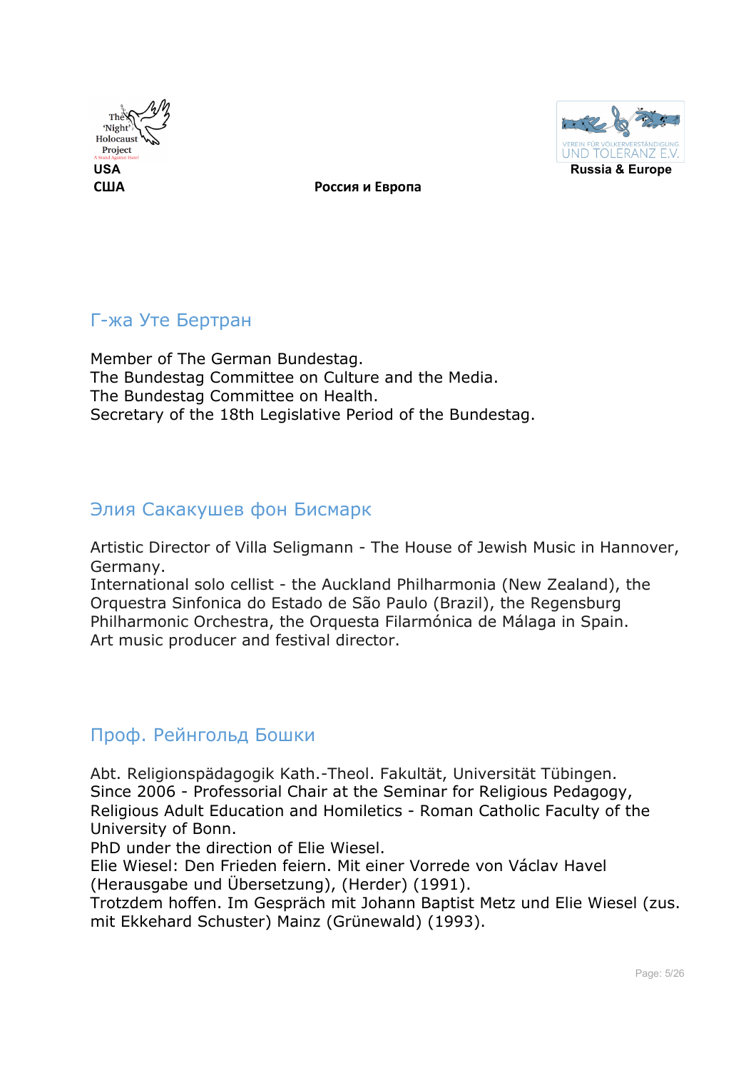## Г-жа Уте Бертран

Member of The German Bundestag.
The Bundestag Committee on Culture and the Media.
The Bundestag Committee on Health.
Secretary of the 18th Legislative Period of the Bundestag.

## Элия Сакакушев фон Бисмарк

Artistic Director of Villa Seligmann - The House of Jewish Music in Hannover, Germany.
International solo cellist - the Auckland Philharmonia (New Zealand), the Orquestra Sinfonica do Estado de São Paulo (Brazil), the Regensburg Philharmonic Orchestra, the Orquesta Filarmónica de Málaga in Spain.
Art music producer and festival director.

## Проф. Рейнгольд Бошки

Abt. Religionspädagogik Kath.-Theol. Fakultät, Universität Tübingen.
Since 2006 - Professorial Chair at the Seminar for Religious Pedagogy, Religious Adult Education and Homiletics - Roman Catholic Faculty of the University of Bonn.
PhD under the direction of Elie Wiesel.
Elie Wiesel: Den Frieden feiern. Mit einer Vorrede von Václav Havel (Herausgabe und Übersetzung), (Herder) (1991).
Trotzdem hoffen. Im Gespräch mit Johann Baptist Metz und Elie Wiesel (zus. mit Ekkehard Schuster) Mainz (Grünewald) (1993).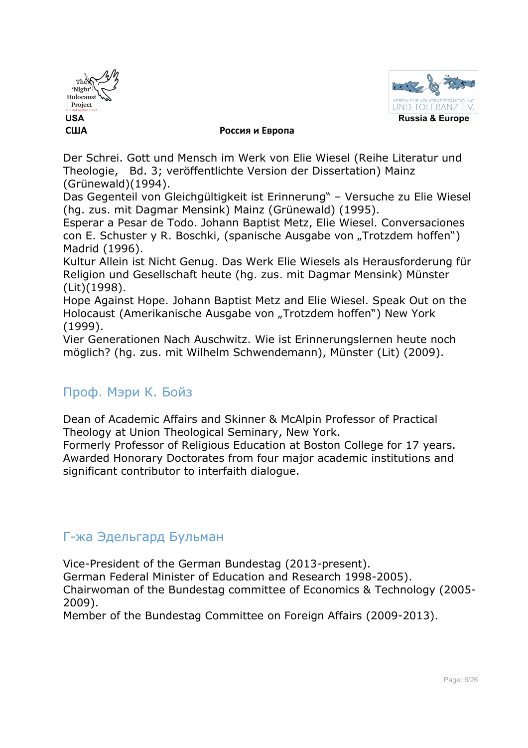Der Schrei. Gott und Mensch im Werk von Elie Wiesel (Reihe Literatur und Theologie, Bd. 3; veröffentlichte Version der Dissertation) Mainz (Grünewald)(1994).
Das Gegenteil von Gleichgültigkeit ist Erinnerung" – Versuche zu Elie Wiesel (hg. zus. mit Dagmar Mensink) Mainz (Grünewald) (1995).
Esperar a Pesar de Todo. Johann Baptist Metz, Elie Wiesel. Conversaciones con E. Schuster y R. Boschki, (spanische Ausgabe von „Trotzdem hoffen") Madrid (1996).
Kultur Allein ist Nicht Genug. Das Werk Elie Wiesels als Herausforderung für Religion und Gesellschaft heute (hg. zus. mit Dagmar Mensink) Münster (Lit)(1998).
Hope Against Hope. Johann Baptist Metz and Elie Wiesel. Speak Out on the Holocaust (Amerikanische Ausgabe von „Trotzdem hoffen") New York (1999).
Vier Generationen Nach Auschwitz. Wie ist Erinnerungslernen heute noch möglich? (hg. zus. mit Wilhelm Schwendemann), Münster (Lit) (2009).

## Проф. Мэри К. Бойз

Dean of Academic Affairs and Skinner & McAlpin Professor of Practical Theology at Union Theological Seminary, New York.
Formerly Professor of Religious Education at Boston College for 17 years.
Awarded Honorary Doctorates from four major academic institutions and significant contributor to interfaith dialogue.

## Г-жа Эдельгард Бульман

Vice-President of the German Bundestag (2013-present).
German Federal Minister of Education and Research 1998-2005).
Chairwoman of the Bundestag committee of Economics & Technology (2005-2009).
Member of the Bundestag Committee on Foreign Affairs (2009-2013).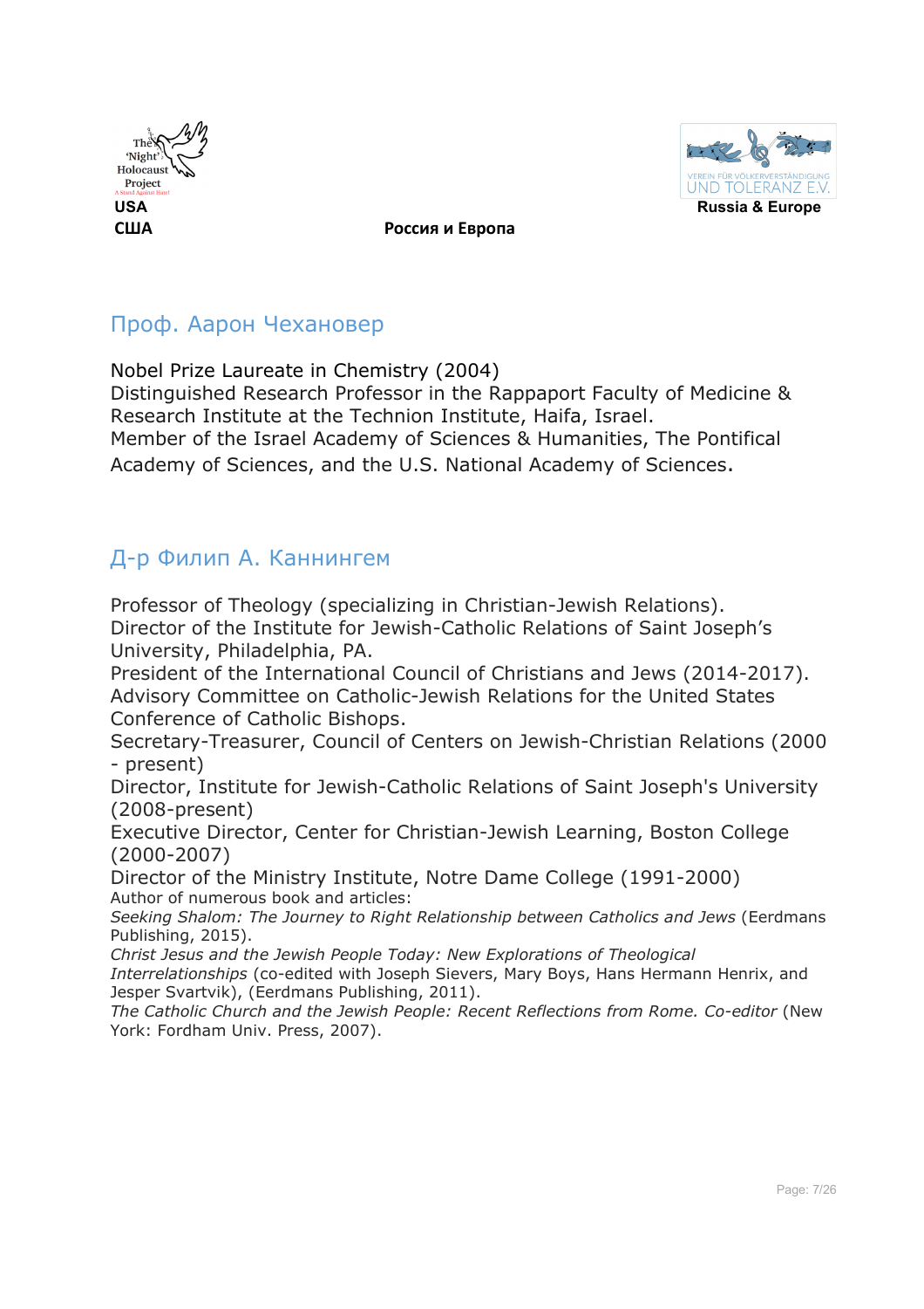## Проф. Аарон Чехановер

Nobel Prize Laureate in Chemistry (2004)
Distinguished Research Professor in the Rappaport Faculty of Medicine & Research Institute at the Technion Institute, Haifa, Israel.
Member of the Israel Academy of Sciences & Humanities, The Pontifical Academy of Sciences, and the U.S. National Academy of Sciences.

## Д-р Филип А. Каннингем

Professor of Theology (specializing in Christian-Jewish Relations).
Director of the Institute for Jewish-Catholic Relations of Saint Joseph's University, Philadelphia, PA.
President of the International Council of Christians and Jews (2014-2017).
Advisory Committee on Catholic-Jewish Relations for the United States Conference of Catholic Bishops.
Secretary-Treasurer, Council of Centers on Jewish-Christian Relations (2000 - present)
Director, Institute for Jewish-Catholic Relations of Saint Joseph's University (2008-present)
Executive Director, Center for Christian-Jewish Learning, Boston College (2000-2007)
Director of the Ministry Institute, Notre Dame College (1991-2000)
Author of numerous book and articles:
*Seeking Shalom: The Journey to Right Relationship between Catholics and Jews* (Eerdmans Publishing, 2015).
*Christ Jesus and the Jewish People Today: New Explorations of Theological Interrelationships* (co-edited with Joseph Sievers, Mary Boys, Hans Hermann Henrix, and Jesper Svartvik), (Eerdmans Publishing, 2011).
*The Catholic Church and the Jewish People: Recent Reflections from Rome. Co-editor* (New York: Fordham Univ. Press, 2007).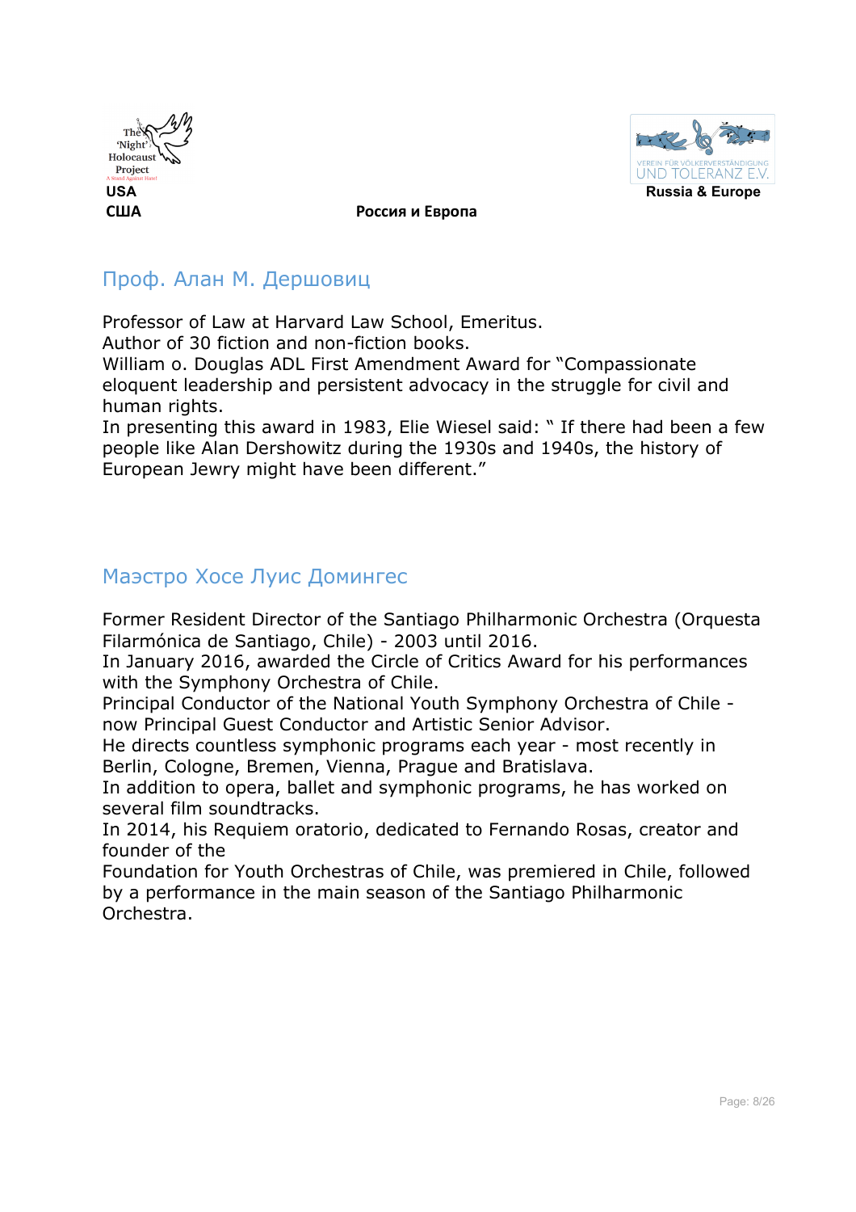## Проф. Алан М. Дершовиц

Professor of Law at Harvard Law School, Emeritus.
Author of 30 fiction and non-fiction books.
William o. Douglas ADL First Amendment Award for "Compassionate eloquent leadership and persistent advocacy in the struggle for civil and human rights.
In presenting this award in 1983, Elie Wiesel said: " If there had been a few people like Alan Dershowitz during the 1930s and 1940s, the history of European Jewry might have been different."

## Маэстро Хосе Луис Домингес

Former Resident Director of the Santiago Philharmonic Orchestra (Orquesta Filarmónica de Santiago, Chile) - 2003 until 2016.
In January 2016, awarded the Circle of Critics Award for his performances with the Symphony Orchestra of Chile.
Principal Conductor of the National Youth Symphony Orchestra of Chile - now Principal Guest Conductor and Artistic Senior Advisor.
He directs countless symphonic programs each year - most recently in Berlin, Cologne, Bremen, Vienna, Prague and Bratislava.
In addition to opera, ballet and symphonic programs, he has worked on several film soundtracks.
In 2014, his Requiem oratorio, dedicated to Fernando Rosas, creator and founder of the
Foundation for Youth Orchestras of Chile, was premiered in Chile, followed by a performance in the main season of the Santiago Philharmonic Orchestra.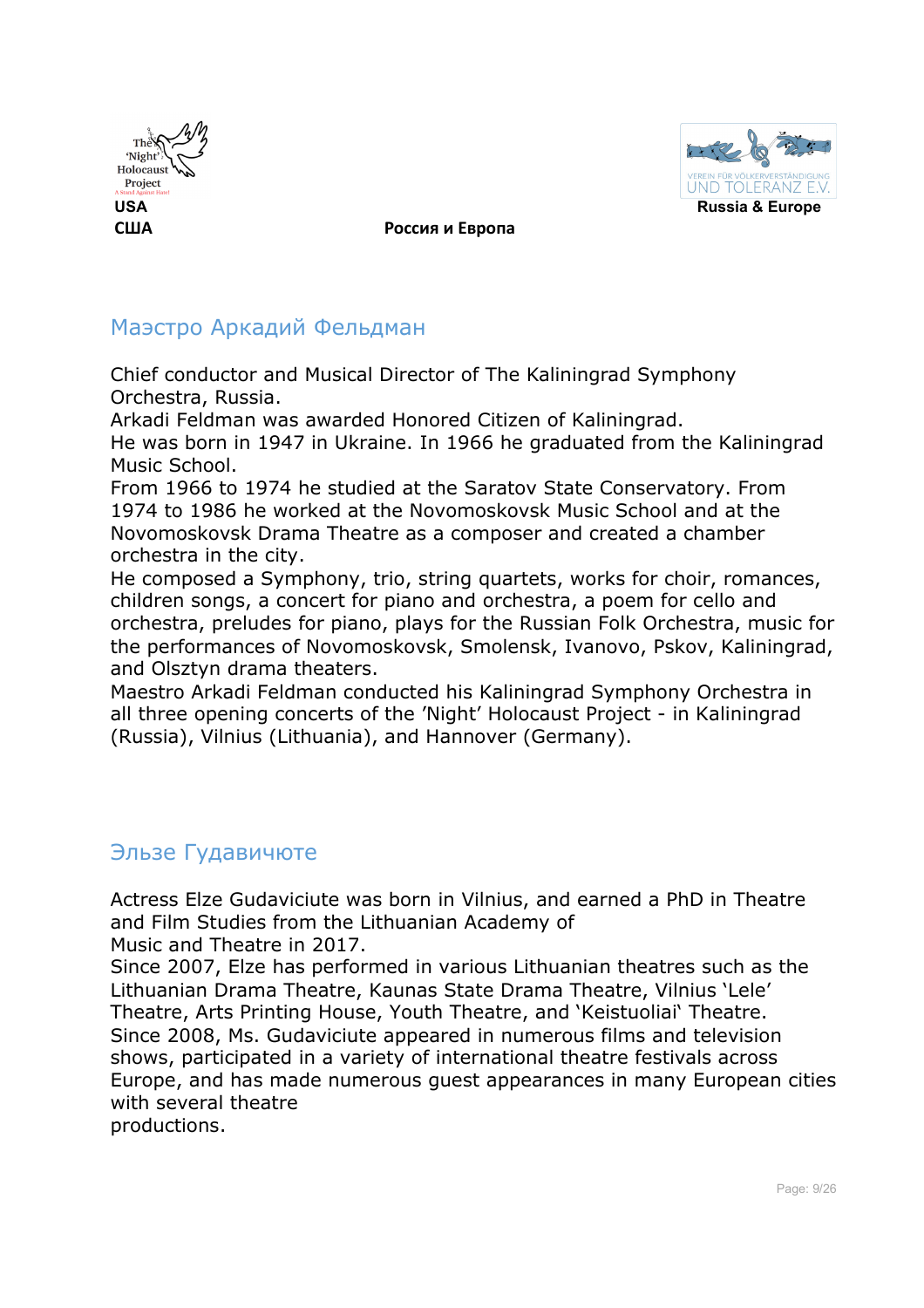## Маэстро Аркадий Фельдман

Chief conductor and Musical Director of The Kaliningrad Symphony Orchestra, Russia.
Arkadi Feldman was awarded Honored Citizen of Kaliningrad.
He was born in 1947 in Ukraine. In 1966 he graduated from the Kaliningrad Music School.
From 1966 to 1974 he studied at the Saratov State Conservatory. From 1974 to 1986 he worked at the Novomoskovsk Music School and at the Novomoskovsk Drama Theatre as a composer and created a chamber orchestra in the city.
He composed a Symphony, trio, string quartets, works for choir, romances, children songs, a concert for piano and orchestra, a poem for cello and orchestra, preludes for piano, plays for the Russian Folk Orchestra, music for the performances of Novomoskovsk, Smolensk, Ivanovo, Pskov, Kaliningrad, and Olsztyn drama theaters.
Maestro Arkadi Feldman conducted his Kaliningrad Symphony Orchestra in all three opening concerts of the 'Night' Holocaust Project - in Kaliningrad (Russia), Vilnius (Lithuania), and Hannover (Germany).

## Эльзе Гудавичюте

Actress Elze Gudaviciute was born in Vilnius, and earned a PhD in Theatre and Film Studies from the Lithuanian Academy of Music and Theatre in 2017.
Since 2007, Elze has performed in various Lithuanian theatres such as the Lithuanian Drama Theatre, Kaunas State Drama Theatre, Vilnius 'Lele' Theatre, Arts Printing House, Youth Theatre, and 'Keistuoliai' Theatre.
Since 2008, Ms. Gudaviciute appeared in numerous films and television shows, participated in a variety of international theatre festivals across Europe, and has made numerous guest appearances in many European cities with several theatre productions.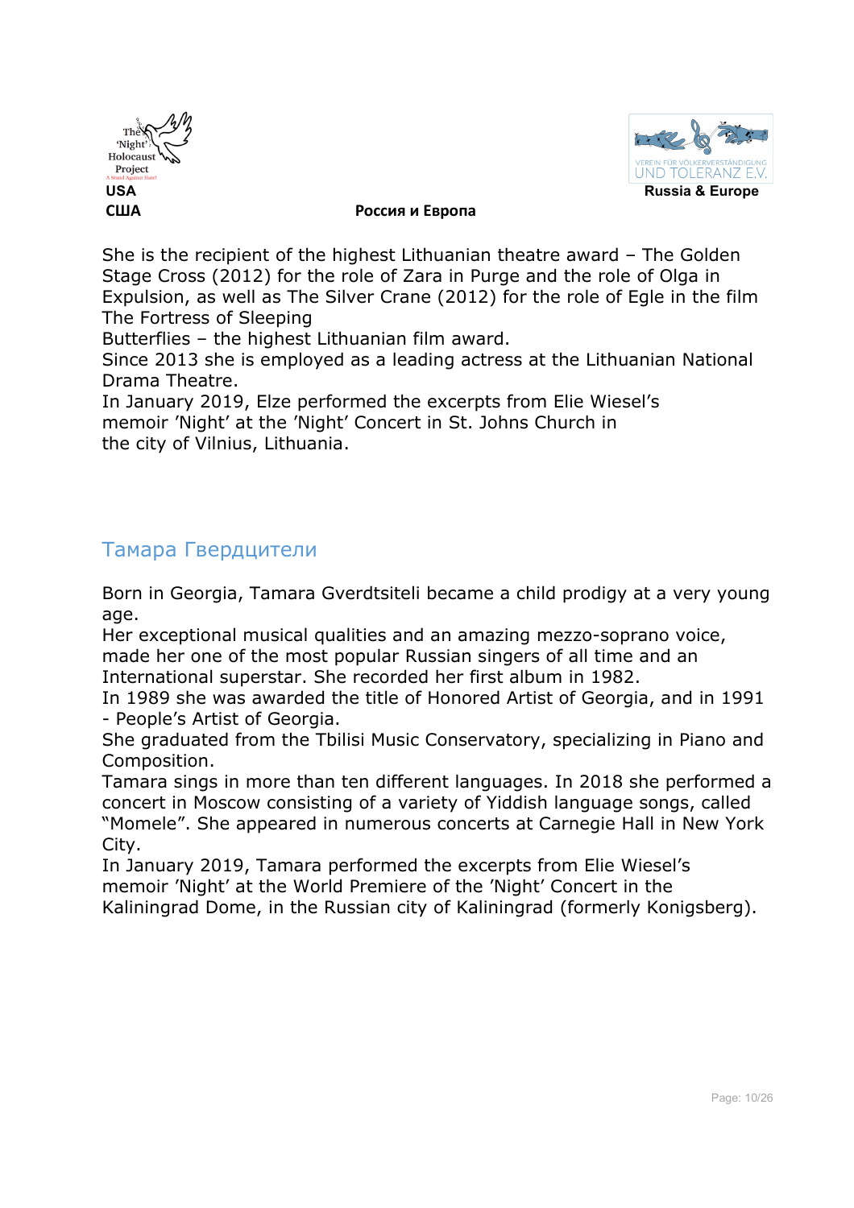She is the recipient of the highest Lithuanian theatre award – The Golden Stage Cross (2012) for the role of Zara in Purge and the role of Olga in Expulsion, as well as The Silver Crane (2012) for the role of Egle in the film The Fortress of Sleeping Butterflies – the highest Lithuanian film award.
Since 2013 she is employed as a leading actress at the Lithuanian National Drama Theatre.
In January 2019, Elze performed the excerpts from Elie Wiesel's memoir 'Night' at the 'Night' Concert in St. Johns Church in the city of Vilnius, Lithuania.

## Тамара Гвердцители

Born in Georgia, Tamara Gverdtsiteli became a child prodigy at a very young age.
Her exceptional musical qualities and an amazing mezzo-soprano voice, made her one of the most popular Russian singers of all time and an International superstar. She recorded her first album in 1982.
In 1989 she was awarded the title of Honored Artist of Georgia, and in 1991 - People's Artist of Georgia.
She graduated from the Tbilisi Music Conservatory, specializing in Piano and Composition.
Tamara sings in more than ten different languages. In 2018 she performed a concert in Moscow consisting of a variety of Yiddish language songs, called "Momele". She appeared in numerous concerts at Carnegie Hall in New York City.
In January 2019, Tamara performed the excerpts from Elie Wiesel's memoir 'Night' at the World Premiere of the 'Night' Concert in the Kaliningrad Dome, in the Russian city of Kaliningrad (formerly Konigsberg).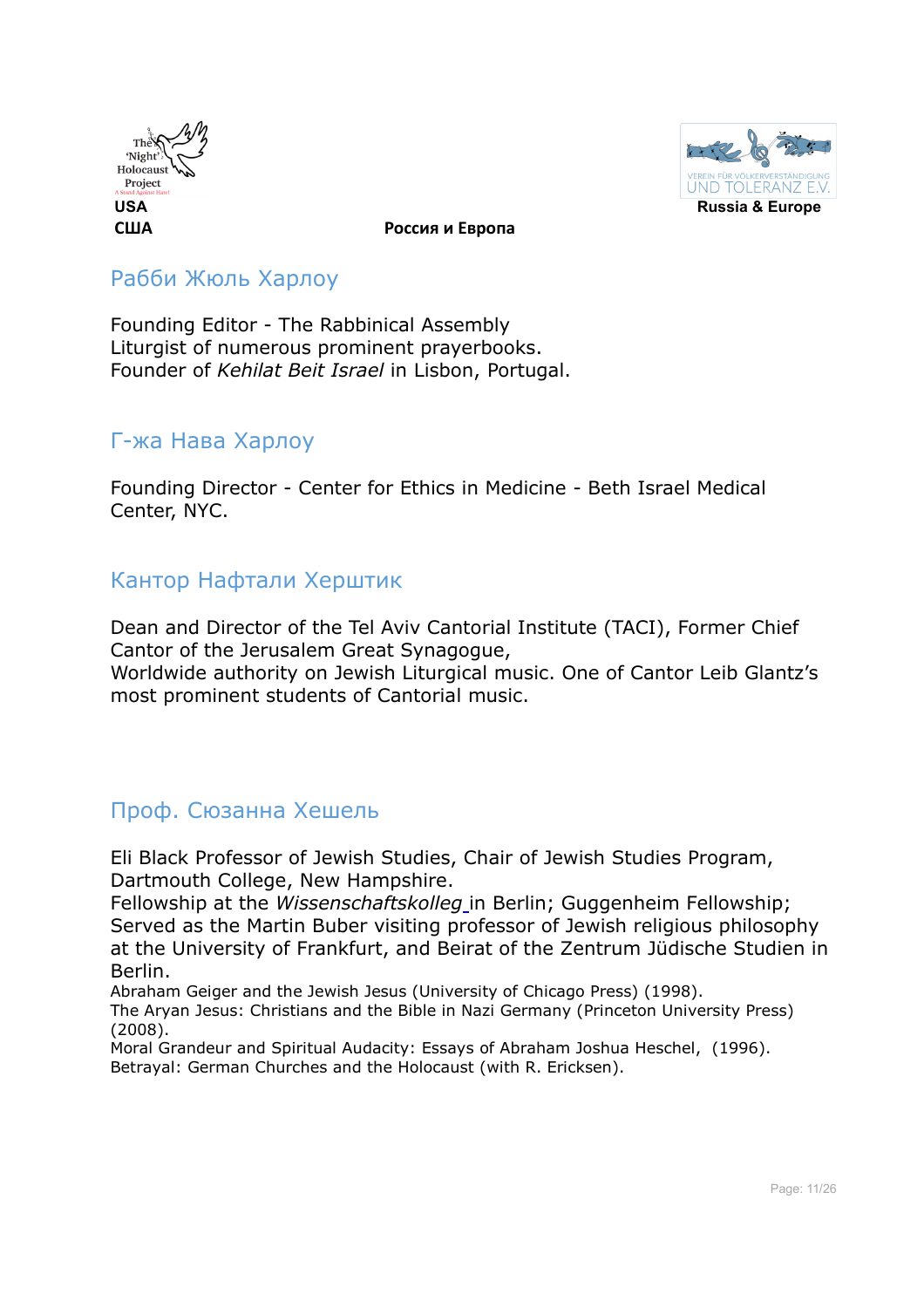USA
США

Россия и Европа

Russia & Europe

## Рабби Жюль Харлоу

Founding Editor - The Rabbinical Assembly
Liturgist of numerous prominent prayerbooks.
Founder of *Kehilat Beit Israel* in Lisbon, Portugal.

## Г-жа Нава Харлоу

Founding Director - Center for Ethics in Medicine - Beth Israel Medical Center, NYC.

## Кантор Нафтали Херштик

Dean and Director of the Tel Aviv Cantorial Institute (TACI), Former Chief Cantor of the Jerusalem Great Synagogue,
Worldwide authority on Jewish Liturgical music. One of Cantor Leib Glantz's most prominent students of Cantorial music.

## Проф. Сюзанна Хешель

Eli Black Professor of Jewish Studies, Chair of Jewish Studies Program, Dartmouth College, New Hampshire.
Fellowship at the *Wissenschaftskolleg* in Berlin; Guggenheim Fellowship; Served as the Martin Buber visiting professor of Jewish religious philosophy at the University of Frankfurt, and Beirat of the Zentrum Jüdische Studien in Berlin.
Abraham Geiger and the Jewish Jesus (University of Chicago Press) (1998).
The Aryan Jesus: Christians and the Bible in Nazi Germany (Princeton University Press) (2008).
Moral Grandeur and Spiritual Audacity: Essays of Abraham Joshua Heschel, (1996).
Betrayal: German Churches and the Holocaust (with R. Ericksen).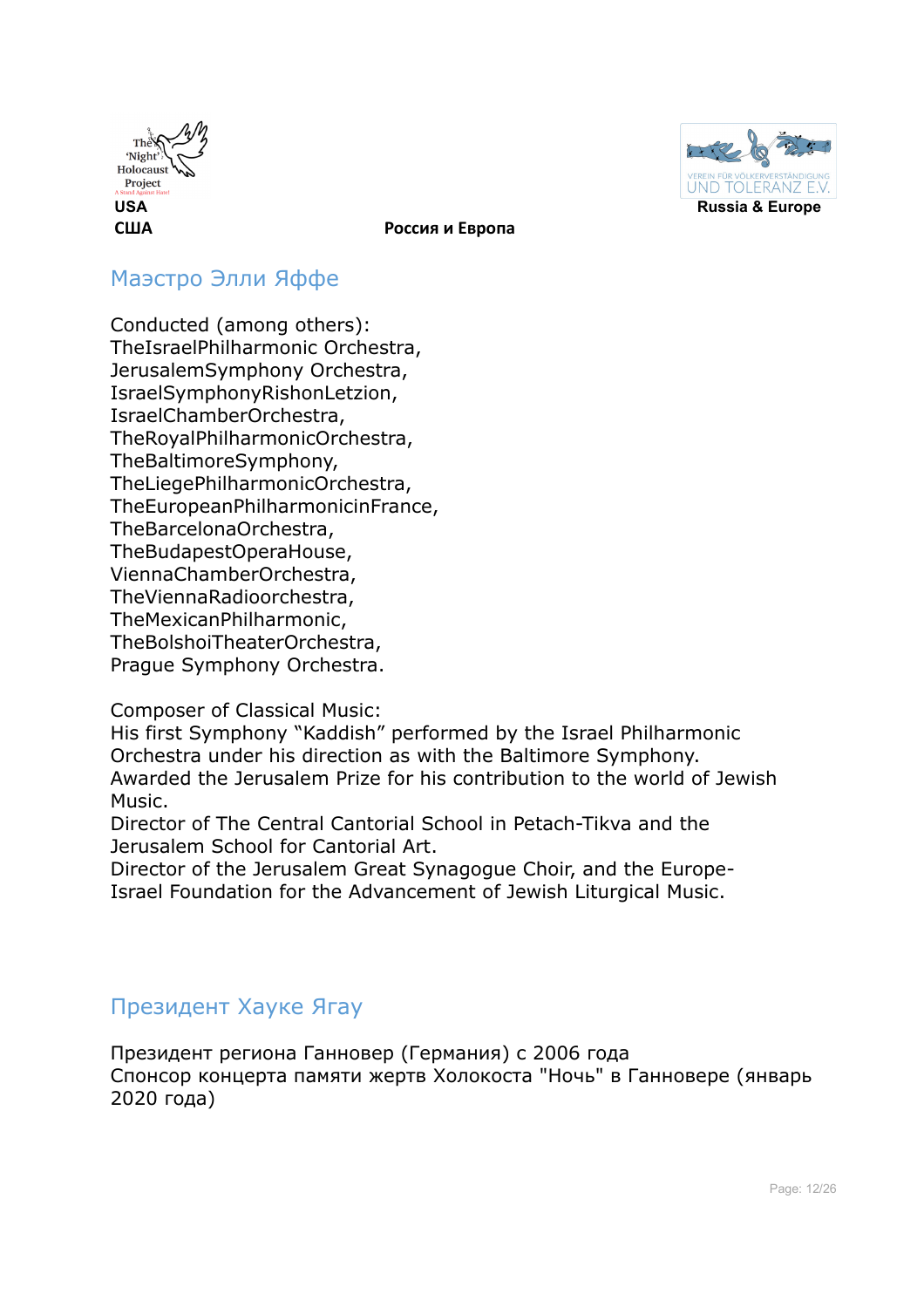## Маэстро Элли Яффе

Conducted (among others):
TheIsraelPhilharmonic Orchestra,
JerusalemSymphony Orchestra,
IsraelSymphonyRishonLetzion,
IsraelChamberOrchestra,
TheRoyalPhilharmonicOrchestra,
TheBaltimoreSymphony,
TheLiegePhilharmonicOrchestra,
TheEuropeanPhilharmonicinFrance,
TheBarcelonaOrchestra,
TheBudapestOperaHouse,
ViennaChamberOrchestra,
TheViennaRadioorchestra,
TheMexicanPhilharmonic,
TheBolshoiTheaterOrchestra,
Prague Symphony Orchestra.

Composer of Classical Music:
His first Symphony "Kaddish" performed by the Israel Philharmonic Orchestra under his direction as with the Baltimore Symphony.
Awarded the Jerusalem Prize for his contribution to the world of Jewish Music.
Director of The Central Cantorial School in Petach-Tikva and the Jerusalem School for Cantorial Art.
Director of the Jerusalem Great Synagogue Choir, and the Europe-Israel Foundation for the Advancement of Jewish Liturgical Music.

## Президент Хауке Ягау

Президент региона Ганновер (Германия) с 2006 года
Спонсор концерта памяти жертв Холокоста "Ночь" в Ганновере (январь 2020 года)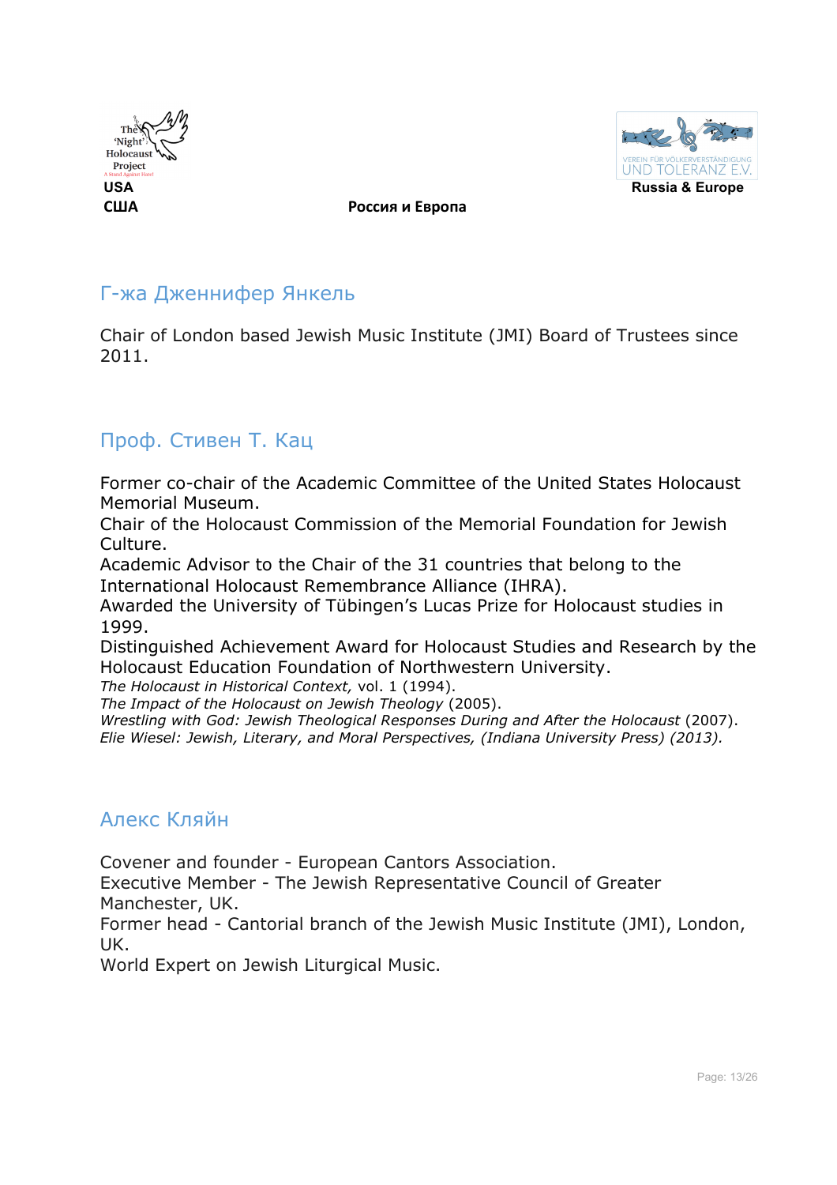## Г-жа Дженнифер Янкель

Chair of London based Jewish Music Institute (JMI) Board of Trustees since 2011.

## Проф. Стивен Т. Кац

Former co-chair of the Academic Committee of the United States Holocaust Memorial Museum.
Chair of the Holocaust Commission of the Memorial Foundation for Jewish Culture.
Academic Advisor to the Chair of the 31 countries that belong to the International Holocaust Remembrance Alliance (IHRA).
Awarded the University of Tübingen's Lucas Prize for Holocaust studies in 1999.
Distinguished Achievement Award for Holocaust Studies and Research by the Holocaust Education Foundation of Northwestern University.
*The Holocaust in Historical Context,* vol. 1 (1994).
*The Impact of the Holocaust on Jewish Theology* (2005).
*Wrestling with God: Jewish Theological Responses During and After the Holocaust* (2007).
*Elie Wiesel: Jewish, Literary, and Moral Perspectives, (Indiana University Press) (2013).*

## Алекс Кляйн

Covener and founder - European Cantors Association.
Executive Member - The Jewish Representative Council of Greater Manchester, UK.
Former head - Cantorial branch of the Jewish Music Institute (JMI), London, UK.
World Expert on Jewish Liturgical Music.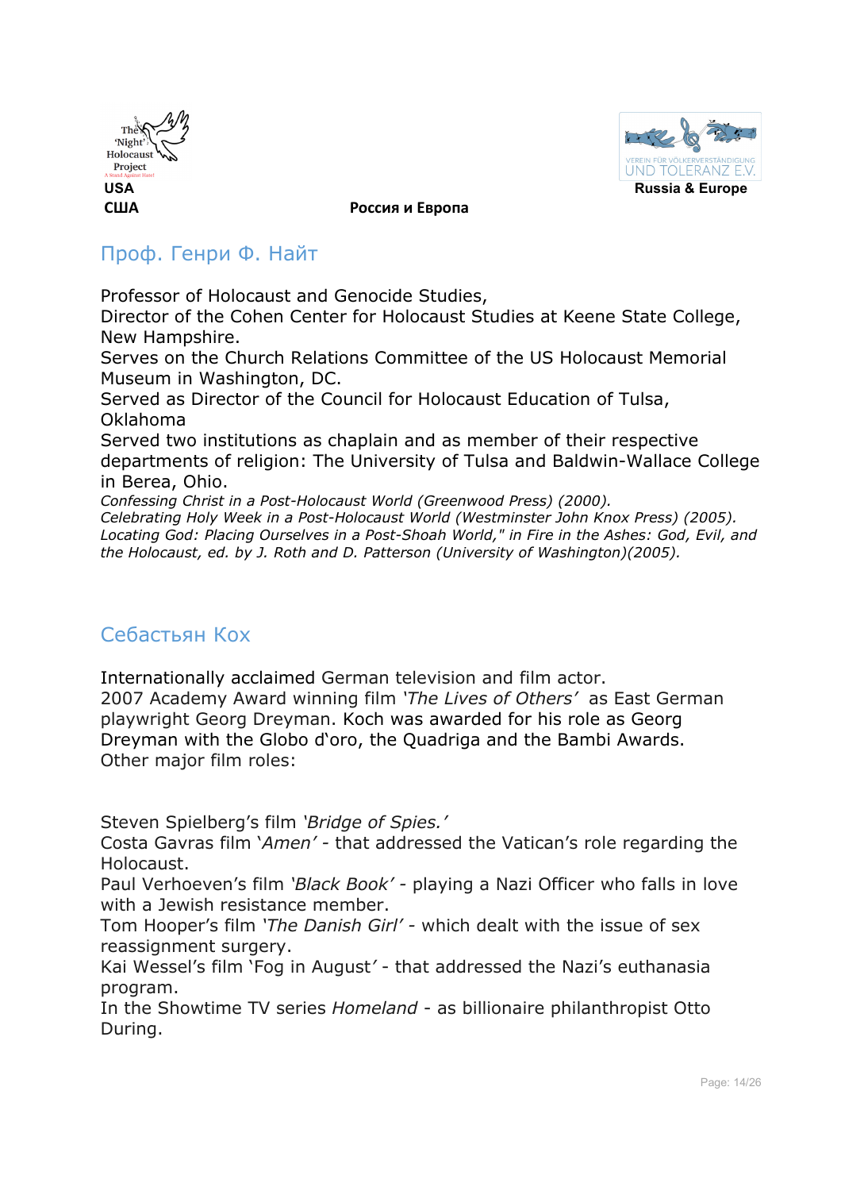USA
США

Россия и Европа

Russia & Europe

## Проф. Генри Ф. Найт

Professor of Holocaust and Genocide Studies,
Director of the Cohen Center for Holocaust Studies at Keene State College, New Hampshire.
Serves on the Church Relations Committee of the US Holocaust Memorial Museum in Washington, DC.
Served as Director of the Council for Holocaust Education of Tulsa, Oklahoma
Served two institutions as chaplain and as member of their respective departments of religion: The University of Tulsa and Baldwin-Wallace College in Berea, Ohio.
*Confessing Christ in a Post-Holocaust World (Greenwood Press) (2000).*
*Celebrating Holy Week in a Post-Holocaust World (Westminster John Knox Press) (2005).*
*Locating God: Placing Ourselves in a Post-Shoah World," in Fire in the Ashes: God, Evil, and the Holocaust, ed. by J. Roth and D. Patterson (University of Washington)(2005).*

## Себастьян Кох

Internationally acclaimed German television and film actor.
2007 Academy Award winning film *'The Lives of Others'* as East German playwright Georg Dreyman. Koch was awarded for his role as Georg Dreyman with the Globo d'oro, the Quadriga and the Bambi Awards.
Other major film roles:

Steven Spielberg's film *'Bridge of Spies.'*
Costa Gavras film '*Amen'* - that addressed the Vatican's role regarding the Holocaust.
Paul Verhoeven's film *'Black Book'* - playing a Nazi Officer who falls in love with a Jewish resistance member.
Tom Hooper's film *'The Danish Girl'* - which dealt with the issue of sex reassignment surgery.
Kai Wessel's film 'Fog in August' - that addressed the Nazi's euthanasia program.
In the Showtime TV series *Homeland* - as billionaire philanthropist Otto During.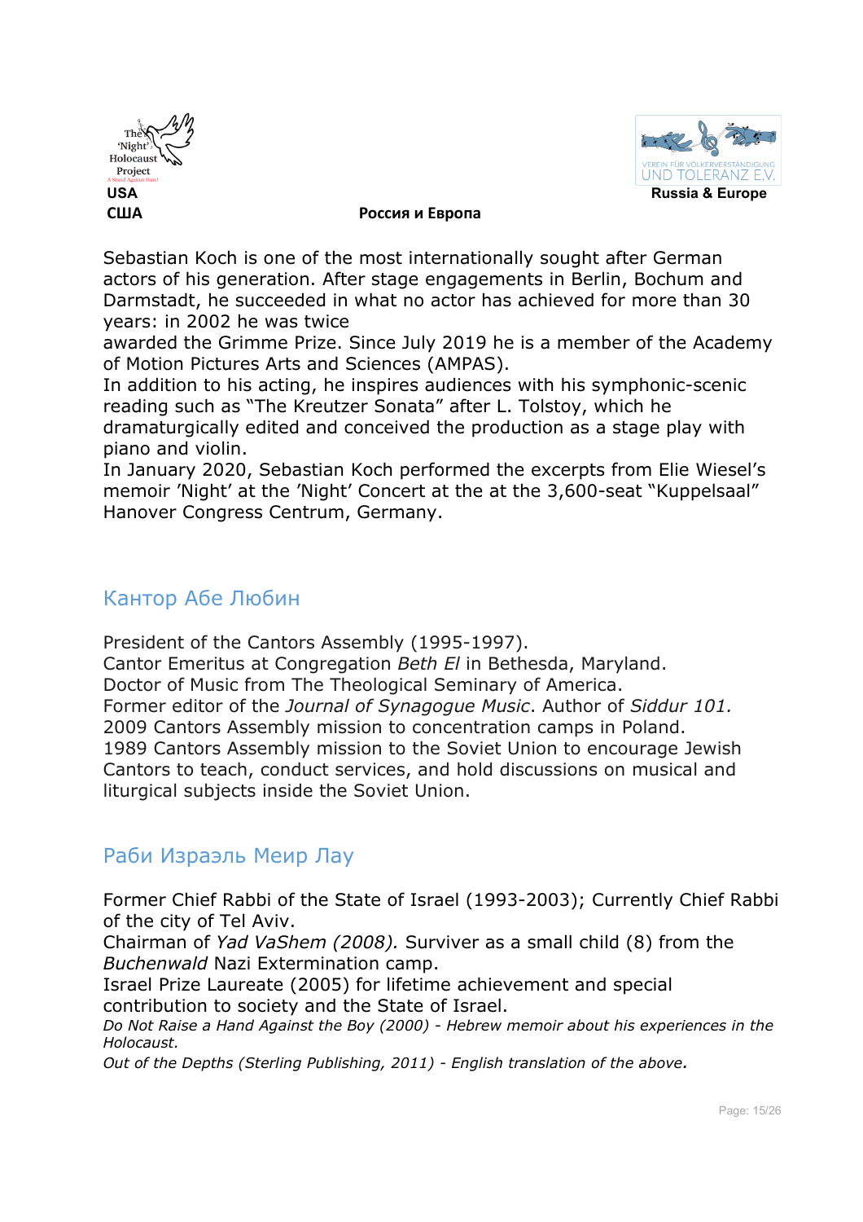Sebastian Koch is one of the most internationally sought after German actors of his generation. After stage engagements in Berlin, Bochum and Darmstadt, he succeeded in what no actor has achieved for more than 30 years: in 2002 he was twice awarded the Grimme Prize. Since July 2019 he is a member of the Academy of Motion Pictures Arts and Sciences (AMPAS).
In addition to his acting, he inspires audiences with his symphonic-scenic reading such as "The Kreutzer Sonata" after L. Tolstoy, which he dramaturgically edited and conceived the production as a stage play with piano and violin.
In January 2020, Sebastian Koch performed the excerpts from Elie Wiesel's memoir 'Night' at the 'Night' Concert at the at the 3,600-seat "Kuppelsaal" Hanover Congress Centrum, Germany.

## Кантор Абе Любин

President of the Cantors Assembly (1995-1997).
Cantor Emeritus at Congregation *Beth El* in Bethesda, Maryland.
Doctor of Music from The Theological Seminary of America.
Former editor of the *Journal of Synagogue Music*. Author of *Siddur 101.*
2009 Cantors Assembly mission to concentration camps in Poland.
1989 Cantors Assembly mission to the Soviet Union to encourage Jewish Cantors to teach, conduct services, and hold discussions on musical and liturgical subjects inside the Soviet Union.

## Раби Израэль Меир Лау

Former Chief Rabbi of the State of Israel (1993-2003); Currently Chief Rabbi of the city of Tel Aviv.
Chairman of *Yad VaShem (2008).* Surviver as a small child (8) from the *Buchenwald* Nazi Extermination camp.
Israel Prize Laureate (2005) for lifetime achievement and special contribution to society and the State of Israel.
*Do Not Raise a Hand Against the Boy (2000) - Hebrew memoir about his experiences in the Holocaust.*
*Out of the Depths (Sterling Publishing, 2011) - English translation of the above.*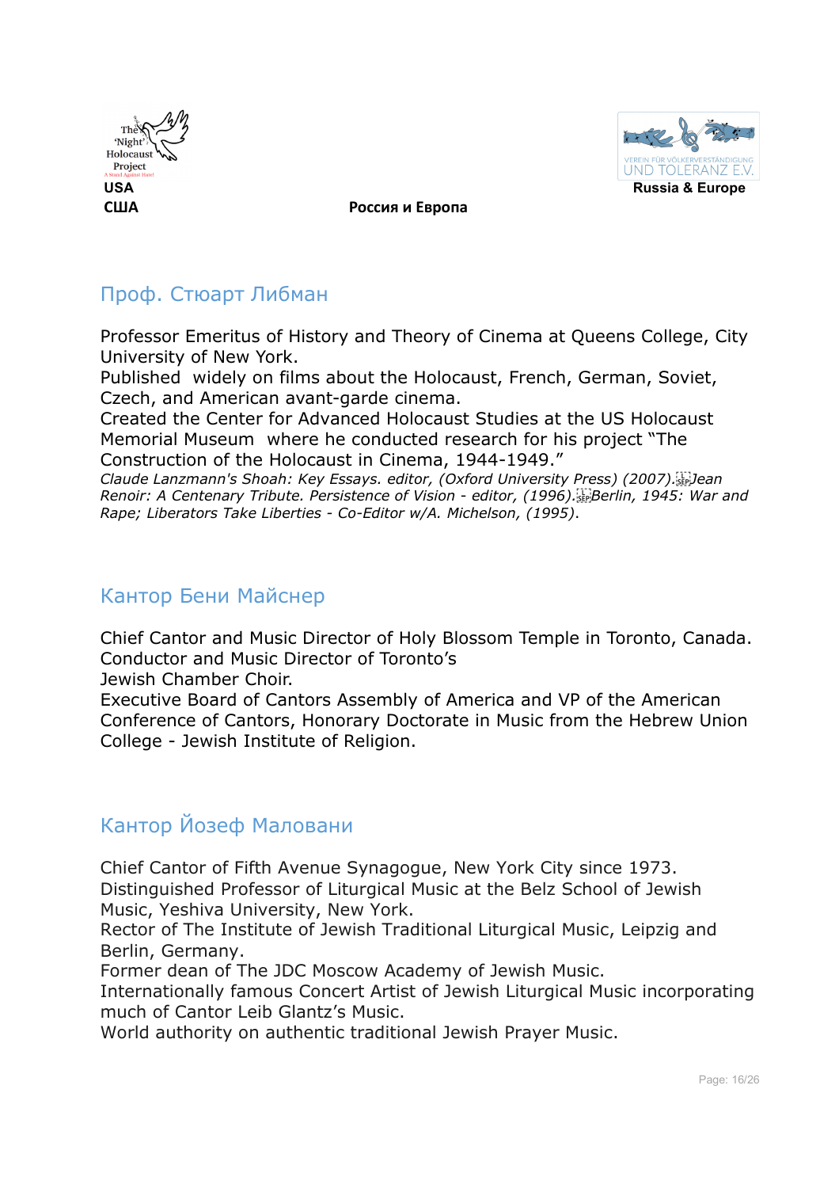USA
США

Россия и Европа

Russia & Europe

## Проф. Стюарт Либман

Professor Emeritus of History and Theory of Cinema at Queens College, City University of New York.
Published widely on films about the Holocaust, French, German, Soviet, Czech, and American avant-garde cinema.
Created the Center for Advanced Holocaust Studies at the US Holocaust Memorial Museum where he conducted research for his project “The Construction of the Holocaust in Cinema, 1944-1949.”
*Claude Lanzmann's Shoah: Key Essays. editor, (Oxford University Press) (2007). Jean Renoir: A Centenary Tribute. Persistence of Vision - editor, (1996). Berlin, 1945: War and Rape; Liberators Take Liberties - Co-Editor w/A. Michelson, (1995).*

## Кантор Бени Майснер

Chief Cantor and Music Director of Holy Blossom Temple in Toronto, Canada.
Conductor and Music Director of Toronto’s
Jewish Chamber Choir.
Executive Board of Cantors Assembly of America and VP of the American Conference of Cantors, Honorary Doctorate in Music from the Hebrew Union College - Jewish Institute of Religion.

## Кантор Йозеф Маловани

Chief Cantor of Fifth Avenue Synagogue, New York City since 1973.
Distinguished Professor of Liturgical Music at the Belz School of Jewish Music, Yeshiva University, New York.
Rector of The Institute of Jewish Traditional Liturgical Music, Leipzig and Berlin, Germany.
Former dean of The JDC Moscow Academy of Jewish Music.
Internationally famous Concert Artist of Jewish Liturgical Music incorporating much of Cantor Leib Glantz’s Music.
World authority on authentic traditional Jewish Prayer Music.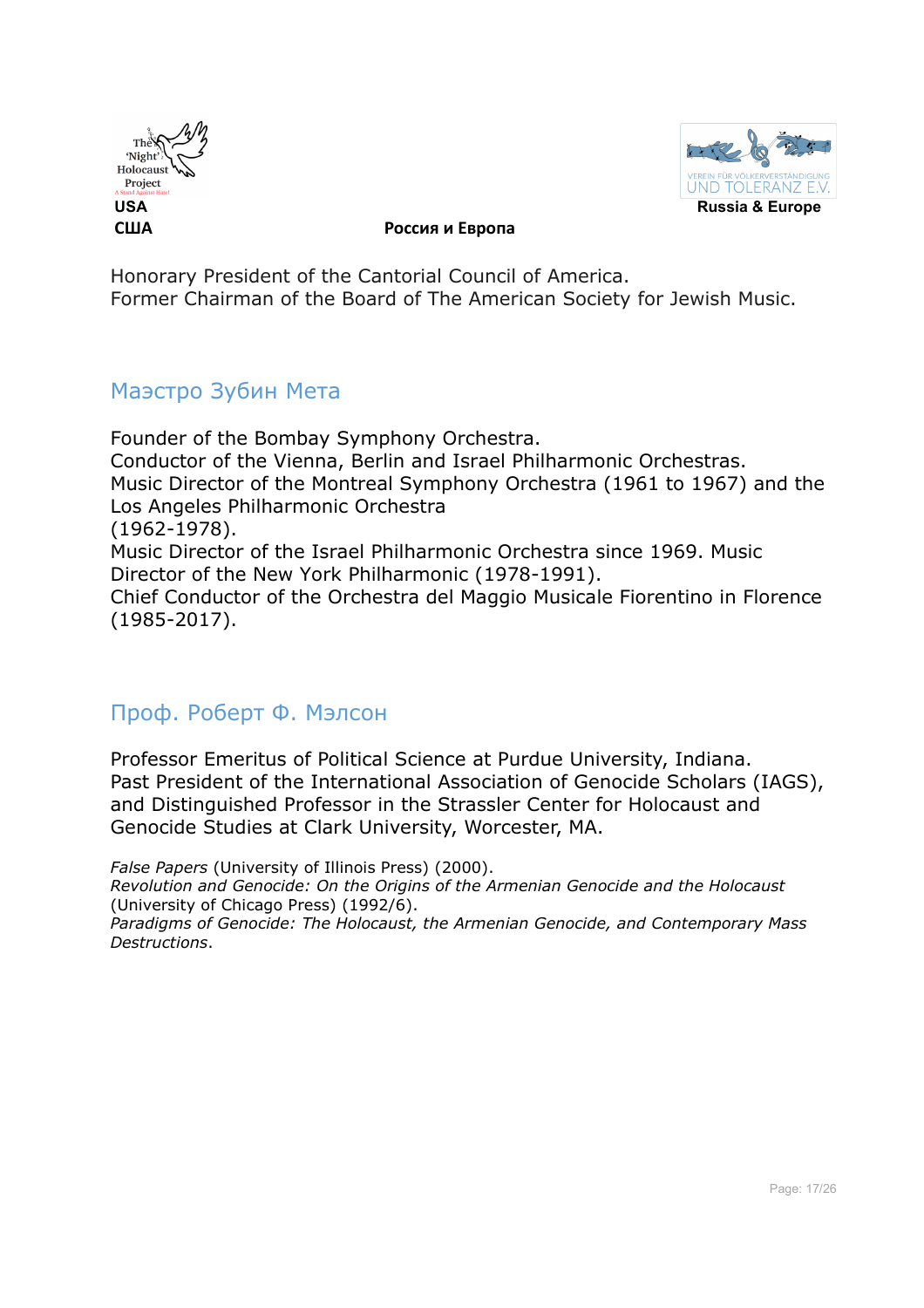Honorary President of the Cantorial Council of America.
Former Chairman of the Board of The American Society for Jewish Music.

## Маэстро Зубин Мета

Founder of the Bombay Symphony Orchestra.
Conductor of the Vienna, Berlin and Israel Philharmonic Orchestras.
Music Director of the Montreal Symphony Orchestra (1961 to 1967) and the Los Angeles Philharmonic Orchestra
(1962-1978).
Music Director of the Israel Philharmonic Orchestra since 1969. Music Director of the New York Philharmonic (1978-1991).
Chief Conductor of the Orchestra del Maggio Musicale Fiorentino in Florence (1985-2017).

## Проф. Роберт Ф. Мэлсон

Professor Emeritus of Political Science at Purdue University, Indiana.
Past President of the International Association of Genocide Scholars (IAGS), and Distinguished Professor in the Strassler Center for Holocaust and Genocide Studies at Clark University, Worcester, MA.

*False Papers* (University of Illinois Press) (2000).
*Revolution and Genocide: On the Origins of the Armenian Genocide and the Holocaust* (University of Chicago Press) (1992/6).
*Paradigms of Genocide: The Holocaust, the Armenian Genocide, and Contemporary Mass Destructions*.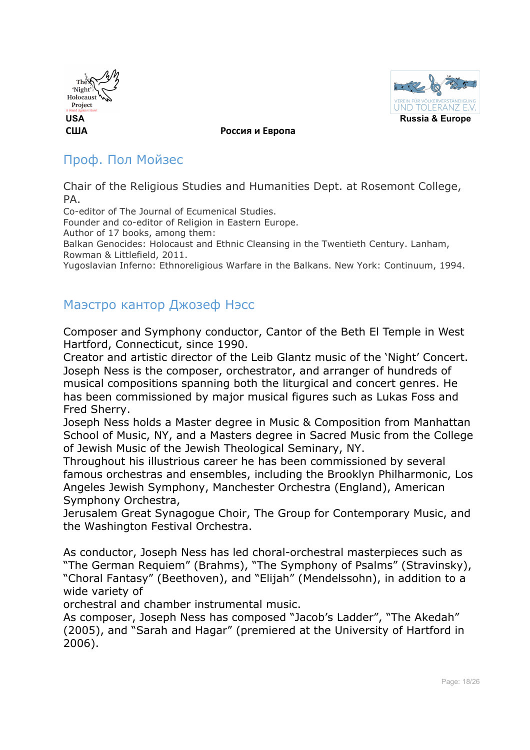## Проф. Пол Мойзес

Chair of the Religious Studies and Humanities Dept. at Rosemont College, PA.
Co-editor of The Journal of Ecumenical Studies.
Founder and co-editor of Religion in Eastern Europe.
Author of 17 books, among them:
Balkan Genocides: Holocaust and Ethnic Cleansing in the Twentieth Century. Lanham, Rowman & Littlefield, 2011.
Yugoslavian Inferno: Ethnoreligious Warfare in the Balkans. New York: Continuum, 1994.

## Маэстро кантор Джозеф Нэсс

Composer and Symphony conductor, Cantor of the Beth El Temple in West Hartford, Connecticut, since 1990.
Creator and artistic director of the Leib Glantz music of the 'Night' Concert.
Joseph Ness is the composer, orchestrator, and arranger of hundreds of musical compositions spanning both the liturgical and concert genres. He has been commissioned by major musical figures such as Lukas Foss and Fred Sherry.
Joseph Ness holds a Master degree in Music & Composition from Manhattan School of Music, NY, and a Masters degree in Sacred Music from the College of Jewish Music of the Jewish Theological Seminary, NY.
Throughout his illustrious career he has been commissioned by several famous orchestras and ensembles, including the Brooklyn Philharmonic, Los Angeles Jewish Symphony, Manchester Orchestra (England), American Symphony Orchestra,
Jerusalem Great Synagogue Choir, The Group for Contemporary Music, and the Washington Festival Orchestra.

As conductor, Joseph Ness has led choral-orchestral masterpieces such as "The German Requiem" (Brahms), "The Symphony of Psalms" (Stravinsky), "Choral Fantasy" (Beethoven), and "Elijah" (Mendelssohn), in addition to a wide variety of
orchestral and chamber instrumental music.
As composer, Joseph Ness has composed "Jacob's Ladder", "The Akedah" (2005), and "Sarah and Hagar" (premiered at the University of Hartford in 2006).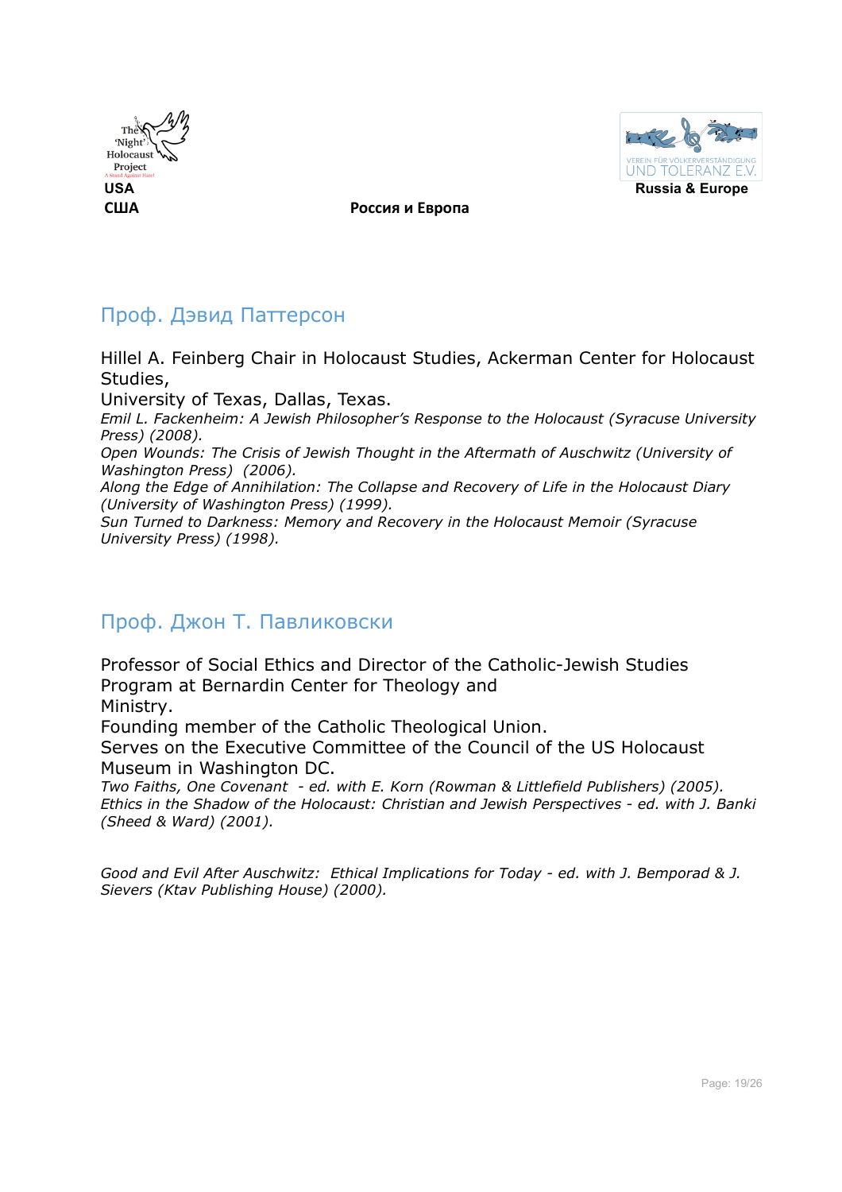## Проф. Дэвид Паттерсон

Hillel A. Feinberg Chair in Holocaust Studies, Ackerman Center for Holocaust Studies,
University of Texas, Dallas, Texas.
*Emil L. Fackenheim: A Jewish Philosopher's Response to the Holocaust (Syracuse University Press) (2008).*
*Open Wounds: The Crisis of Jewish Thought in the Aftermath of Auschwitz (University of Washington Press) (2006).*
*Along the Edge of Annihilation: The Collapse and Recovery of Life in the Holocaust Diary (University of Washington Press) (1999).*
*Sun Turned to Darkness: Memory and Recovery in the Holocaust Memoir (Syracuse University Press) (1998).*

## Проф. Джон Т. Павликовски

Professor of Social Ethics and Director of the Catholic-Jewish Studies Program at Bernardin Center for Theology and Ministry.
Founding member of the Catholic Theological Union.
Serves on the Executive Committee of the Council of the US Holocaust Museum in Washington DC.
*Two Faiths, One Covenant - ed. with E. Korn (Rowman & Littlefield Publishers) (2005).*
*Ethics in the Shadow of the Holocaust: Christian and Jewish Perspectives - ed. with J. Banki (Sheed & Ward) (2001).*

*Good and Evil After Auschwitz: Ethical Implications for Today - ed. with J. Bemporad & J. Sievers (Ktav Publishing House) (2000).*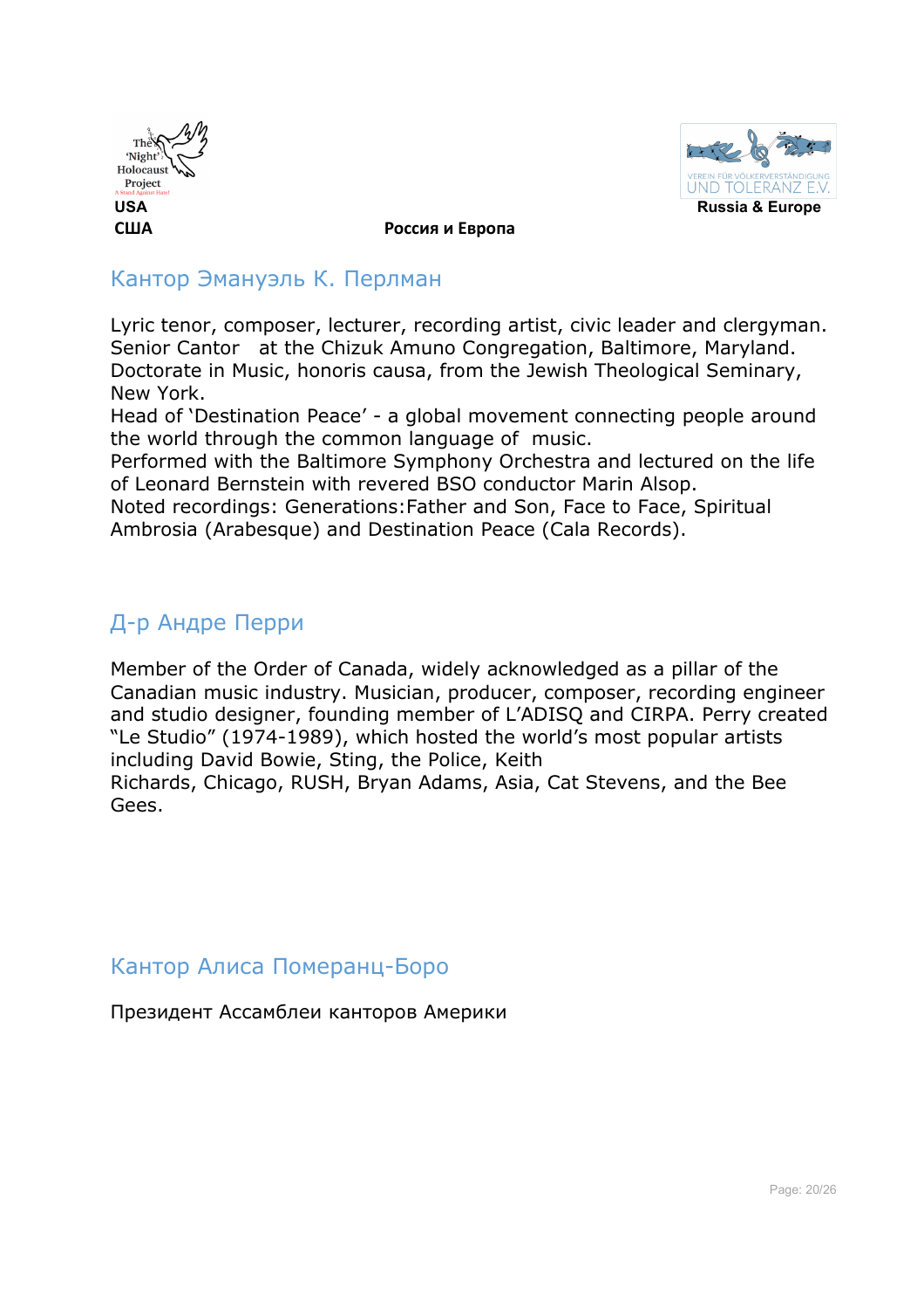## Кантор Эмануэль К. Перлман

Lyric tenor, composer, lecturer, recording artist, civic leader and clergyman. Senior Cantor at the Chizuk Amuno Congregation, Baltimore, Maryland. Doctorate in Music, honoris causa, from the Jewish Theological Seminary, New York.
Head of 'Destination Peace' - a global movement connecting people around the world through the common language of music.
Performed with the Baltimore Symphony Orchestra and lectured on the life of Leonard Bernstein with revered BSO conductor Marin Alsop.
Noted recordings: Generations:Father and Son, Face to Face, Spiritual Ambrosia (Arabesque) and Destination Peace (Cala Records).

## Д-р Андре Перри

Member of the Order of Canada, widely acknowledged as a pillar of the Canadian music industry. Musician, producer, composer, recording engineer and studio designer, founding member of L'ADISQ and CIRPA. Perry created "Le Studio" (1974-1989), which hosted the world's most popular artists including David Bowie, Sting, the Police, Keith Richards, Chicago, RUSH, Bryan Adams, Asia, Cat Stevens, and the Bee Gees.

## Кантор Алиса Померанц-Боро

Президент Ассамблеи канторов Америки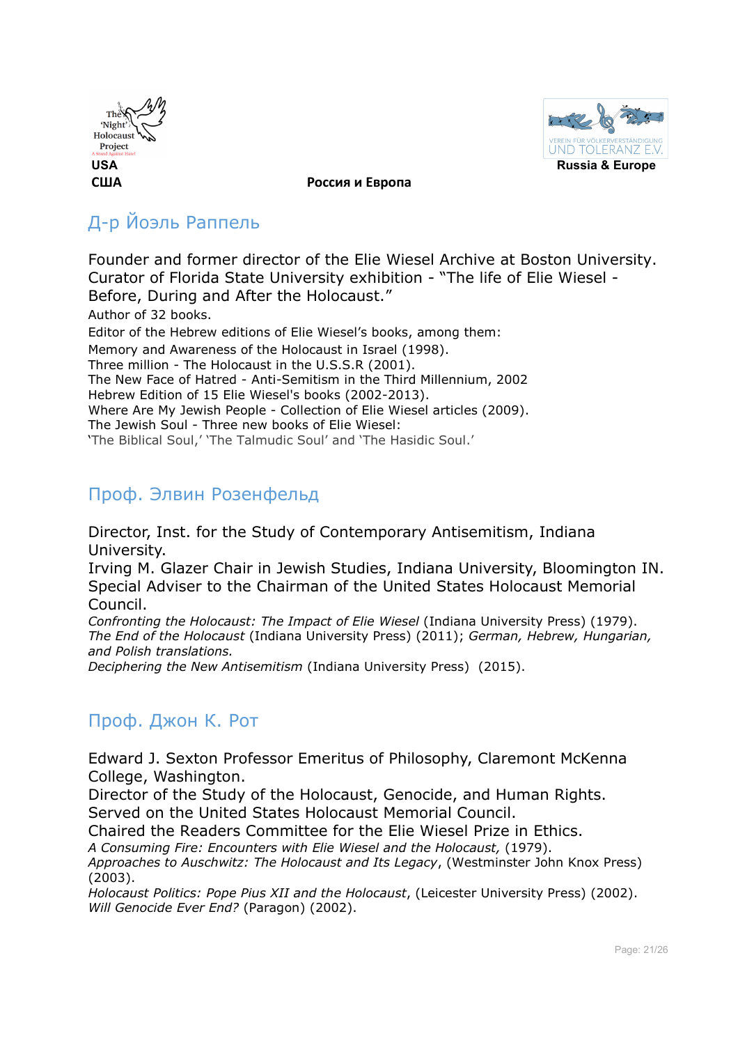The 'Night' Holocaust Project
A Stand Against Hate!
USA
США

Россия и Европа

VEREIN FÜR VÖLKERVERSTÄNDIGUNG UND TOLERANZ E.V.
Russia & Europe

## Д-р Йоэль Раппель

Founder and former director of the Elie Wiesel Archive at Boston University.
Curator of Florida State University exhibition - "The life of Elie Wiesel - Before, During and After the Holocaust."
Author of 32 books.
Editor of the Hebrew editions of Elie Wiesel's books, among them:
Memory and Awareness of the Holocaust in Israel (1998).
Three million - The Holocaust in the U.S.S.R (2001).
The New Face of Hatred - Anti-Semitism in the Third Millennium, 2002
Hebrew Edition of 15 Elie Wiesel's books (2002-2013).
Where Are My Jewish People - Collection of Elie Wiesel articles (2009).
The Jewish Soul - Three new books of Elie Wiesel:
'The Biblical Soul,' 'The Talmudic Soul' and 'The Hasidic Soul.'

## Проф. Элвин Розенфельд

Director, Inst. for the Study of Contemporary Antisemitism, Indiana University.
Irving M. Glazer Chair in Jewish Studies, Indiana University, Bloomington IN.
Special Adviser to the Chairman of the United States Holocaust Memorial Council.
*Confronting the Holocaust: The Impact of Elie Wiesel* (Indiana University Press) (1979).
*The End of the Holocaust* (Indiana University Press) (2011); *German, Hebrew, Hungarian, and Polish translations.*
*Deciphering the New Antisemitism* (Indiana University Press) (2015).

## Проф. Джон К. Рот

Edward J. Sexton Professor Emeritus of Philosophy, Claremont McKenna College, Washington.
Director of the Study of the Holocaust, Genocide, and Human Rights.
Served on the United States Holocaust Memorial Council.
Chaired the Readers Committee for the Elie Wiesel Prize in Ethics.
*A Consuming Fire: Encounters with Elie Wiesel and the Holocaust,* (1979).
*Approaches to Auschwitz: The Holocaust and Its Legacy*, (Westminster John Knox Press) (2003).
*Holocaust Politics: Pope Pius XII and the Holocaust*, (Leicester University Press) (2002).
*Will Genocide Ever End?* (Paragon) (2002).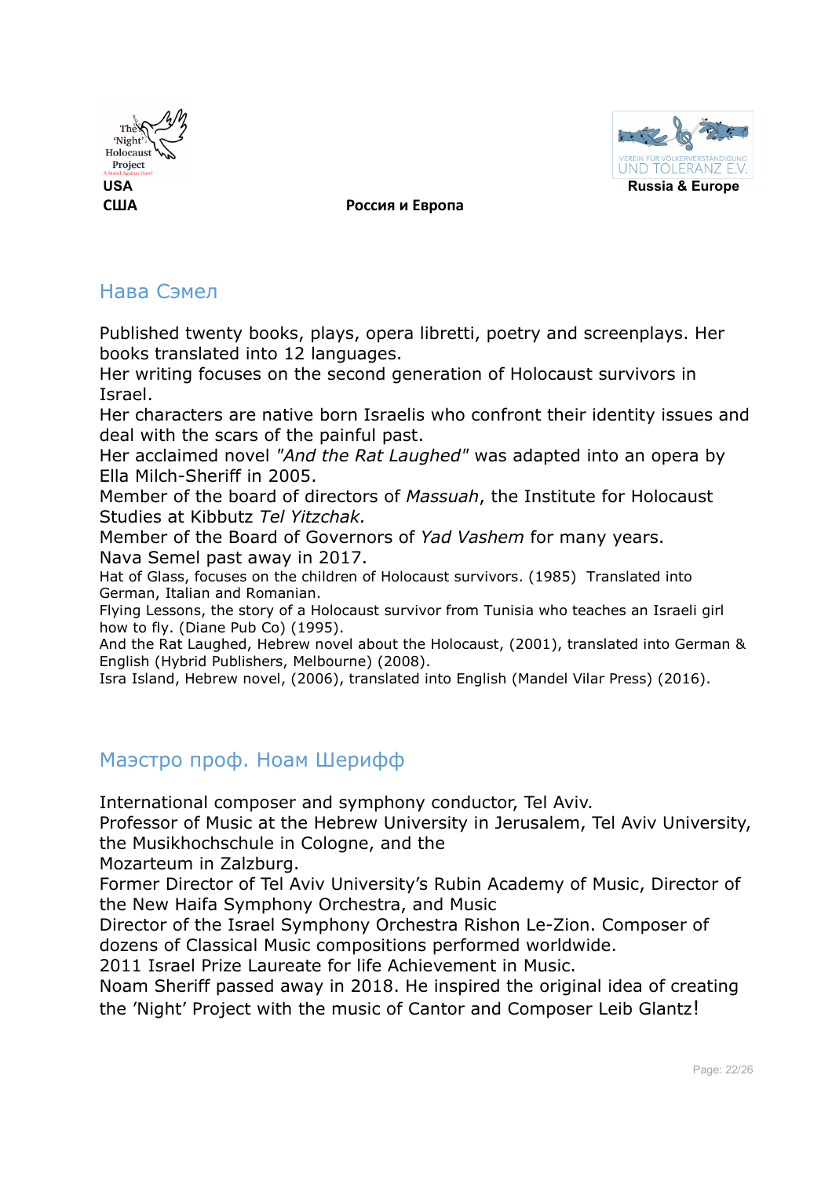## Нава Сэмел

Published twenty books, plays, opera libretti, poetry and screenplays. Her books translated into 12 languages.
Her writing focuses on the second generation of Holocaust survivors in Israel.
Her characters are native born Israelis who confront their identity issues and deal with the scars of the painful past.
Her acclaimed novel *"And the Rat Laughed"* was adapted into an opera by Ella Milch-Sheriff in 2005.
Member of the board of directors of *Massuah*, the Institute for Holocaust Studies at Kibbutz *Tel Yitzchak.*
Member of the Board of Governors of *Yad Vashem* for many years.
Nava Semel past away in 2017.
Hat of Glass, focuses on the children of Holocaust survivors. (1985) Translated into German, Italian and Romanian.
Flying Lessons, the story of a Holocaust survivor from Tunisia who teaches an Israeli girl how to fly. (Diane Pub Co) (1995).
And the Rat Laughed, Hebrew novel about the Holocaust, (2001), translated into German & English (Hybrid Publishers, Melbourne) (2008).
Isra Island, Hebrew novel, (2006), translated into English (Mandel Vilar Press) (2016).

## Маэстро проф. Ноам Шерифф

International composer and symphony conductor, Tel Aviv.
Professor of Music at the Hebrew University in Jerusalem, Tel Aviv University, the Musikhochschule in Cologne, and the
Mozarteum in Zalzburg.
Former Director of Tel Aviv University's Rubin Academy of Music, Director of the New Haifa Symphony Orchestra, and Music
Director of the Israel Symphony Orchestra Rishon Le-Zion. Composer of dozens of Classical Music compositions performed worldwide.
2011 Israel Prize Laureate for life Achievement in Music.
Noam Sheriff passed away in 2018. He inspired the original idea of creating the 'Night' Project with the music of Cantor and Composer Leib Glantz!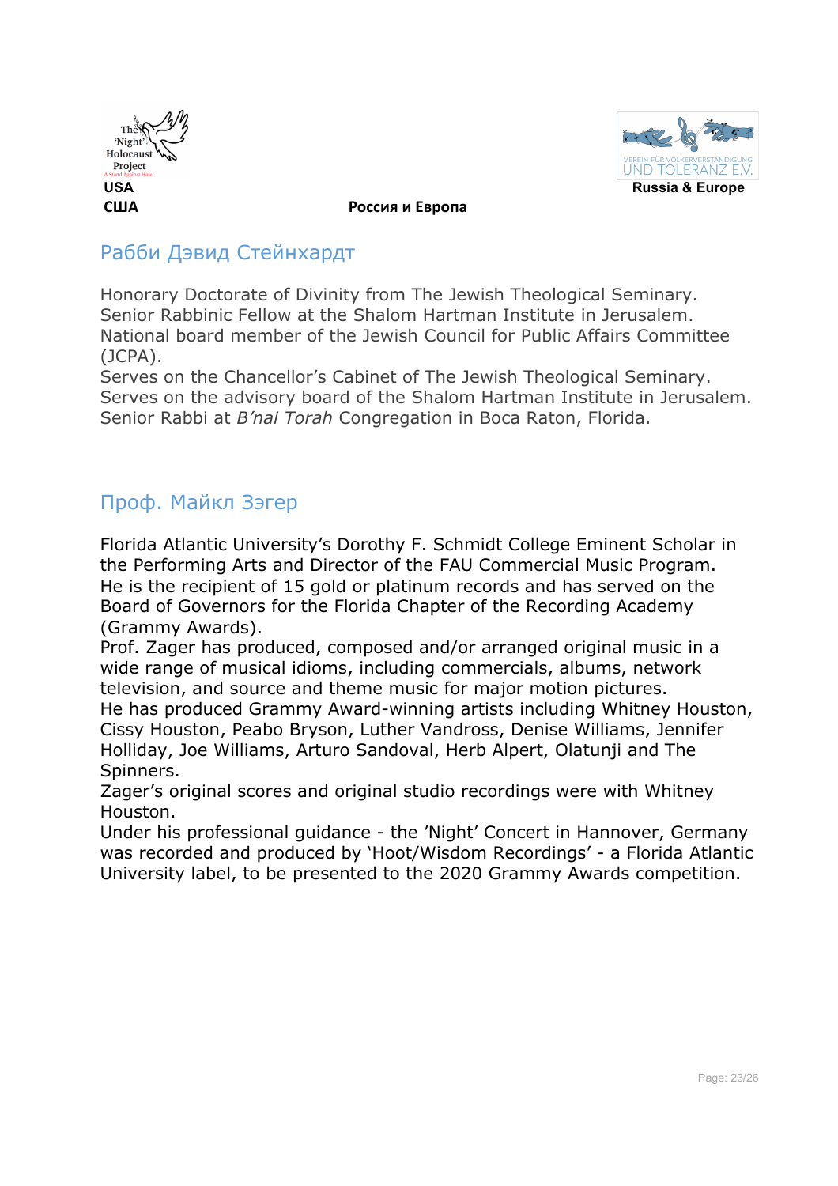The 'Night' Holocaust Project
A Stand Against Hate!
**USA**
**США**

**Россия и Европа**

VEREIN FÜR VÖLKERVERSTÄNDIGUNG UND TOLERANZ E.V.
**Russia & Europe**

## Рабби Дэвид Стейнхардт

Honorary Doctorate of Divinity from The Jewish Theological Seminary.
Senior Rabbinic Fellow at the Shalom Hartman Institute in Jerusalem.
National board member of the Jewish Council for Public Affairs Committee (JCPA).
Serves on the Chancellor's Cabinet of The Jewish Theological Seminary.
Serves on the advisory board of the Shalom Hartman Institute in Jerusalem.
Senior Rabbi at *B'nai Torah* Congregation in Boca Raton, Florida.

## Проф. Майкл Зэгер

Florida Atlantic University's Dorothy F. Schmidt College Eminent Scholar in the Performing Arts and Director of the FAU Commercial Music Program.
He is the recipient of 15 gold or platinum records and has served on the Board of Governors for the Florida Chapter of the Recording Academy (Grammy Awards).
Prof. Zager has produced, composed and/or arranged original music in a wide range of musical idioms, including commercials, albums, network television, and source and theme music for major motion pictures.
He has produced Grammy Award-winning artists including Whitney Houston, Cissy Houston, Peabo Bryson, Luther Vandross, Denise Williams, Jennifer Holliday, Joe Williams, Arturo Sandoval, Herb Alpert, Olatunji and The Spinners.
Zager's original scores and original studio recordings were with Whitney Houston.
Under his professional guidance - the 'Night' Concert in Hannover, Germany was recorded and produced by 'Hoot/Wisdom Recordings' - a Florida Atlantic University label, to be presented to the 2020 Grammy Awards competition.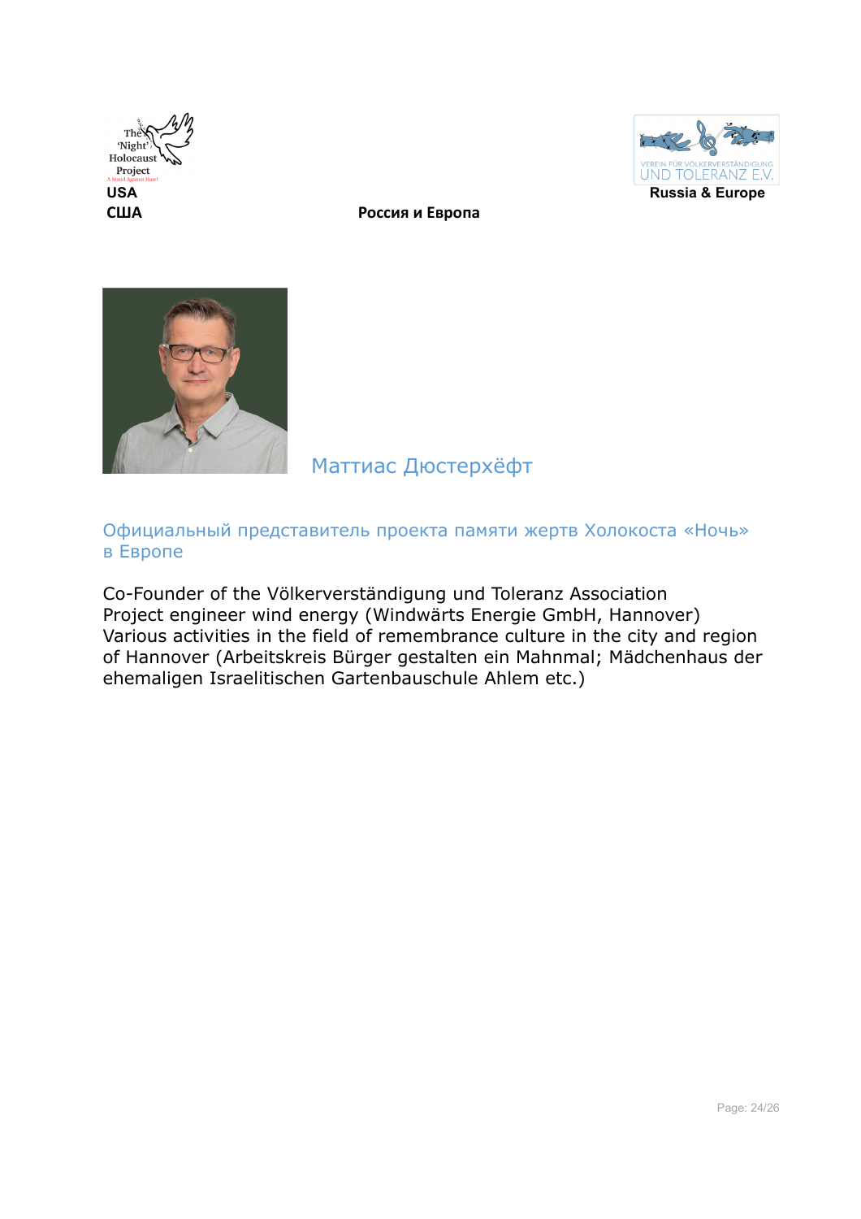The 'Night' Holocaust Project

USA
США

Россия и Европа

VEREIN FÜR VÖLKERVERSTÄNDIGUNG UND TOLERANZ E.V.

Russia & Europe

## Маттиас Дюстерхёфт

### Официальный представитель проекта памяти жертв Холокоста «Ночь» в Европе

Co-Founder of the Völkerverständigung und Toleranz Association
Project engineer wind energy (Windwärts Energie GmbH, Hannover)
Various activities in the field of remembrance culture in the city and region of Hannover (Arbeitskreis Bürger gestalten ein Mahnmal; Mädchenhaus der ehemaligen Israelitischen Gartenbauschule Ahlem etc.)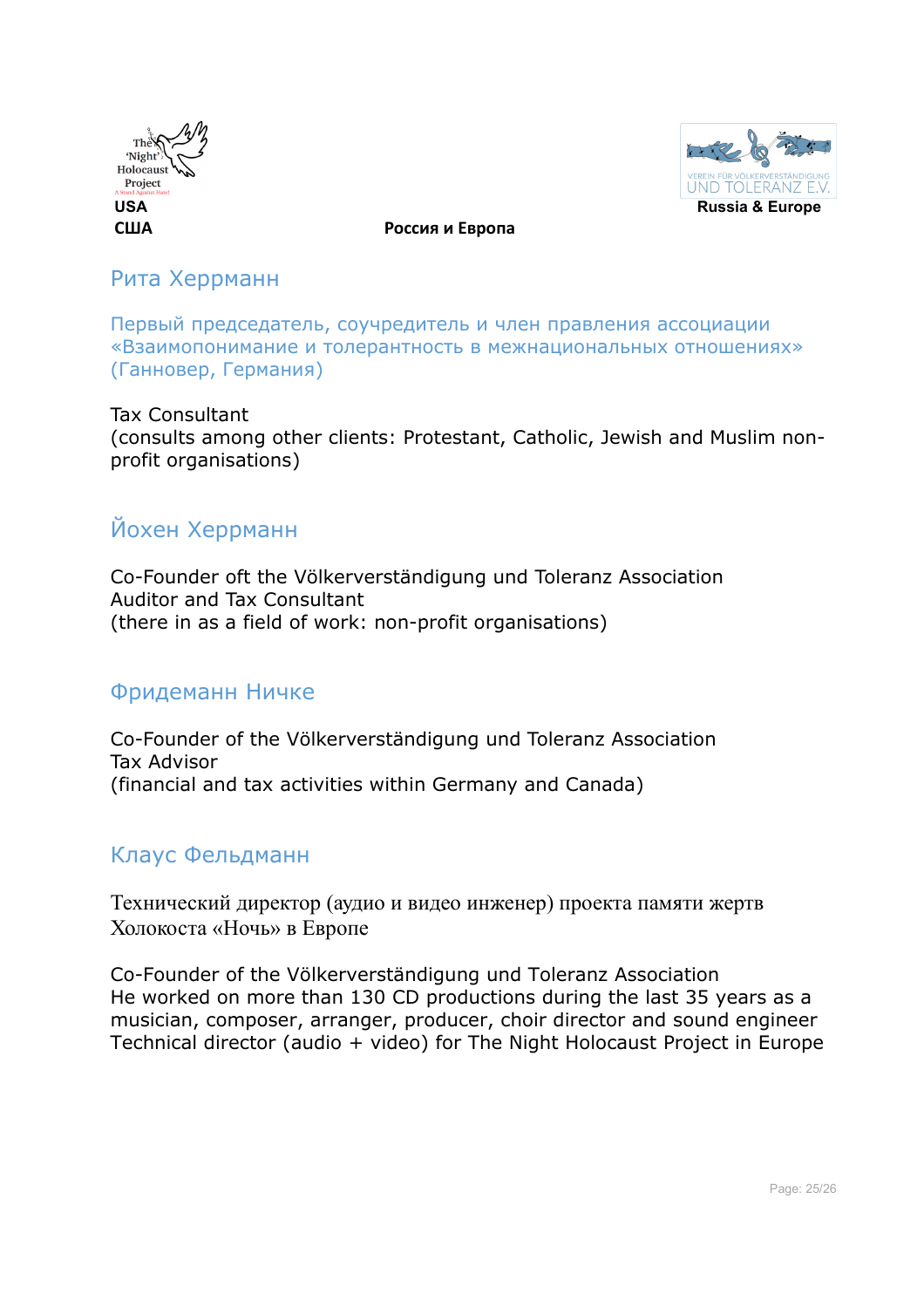USA
США

Russia & Europe

Россия и Европа

## Рита Херрманн

Первый председатель, соучредитель и член правления ассоциации «Взаимопонимание и толерантность в межнациональных отношениях» (Ганновер, Германия)

Tax Consultant
(consults among other clients: Protestant, Catholic, Jewish and Muslim non-profit organisations)

## Йохен Херрманн

Co-Founder oft the Völkerverständigung und Toleranz Association
Auditor and Tax Consultant
(there in as a field of work: non-profit organisations)

## Фридеманн Ничке

Co-Founder of the Völkerverständigung und Toleranz Association
Tax Advisor
(financial and tax activities within Germany and Canada)

## Клаус Фельдманн

Технический директор (аудио и видео инженер) проекта памяти жертв Холокоста «Ночь» в Европе

Co-Founder of the Völkerverständigung und Toleranz Association
He worked on more than 130 CD productions during the last 35 years as a musician, composer, arranger, producer, choir director and sound engineer
Technical director (audio + video) for The Night Holocaust Project in Europe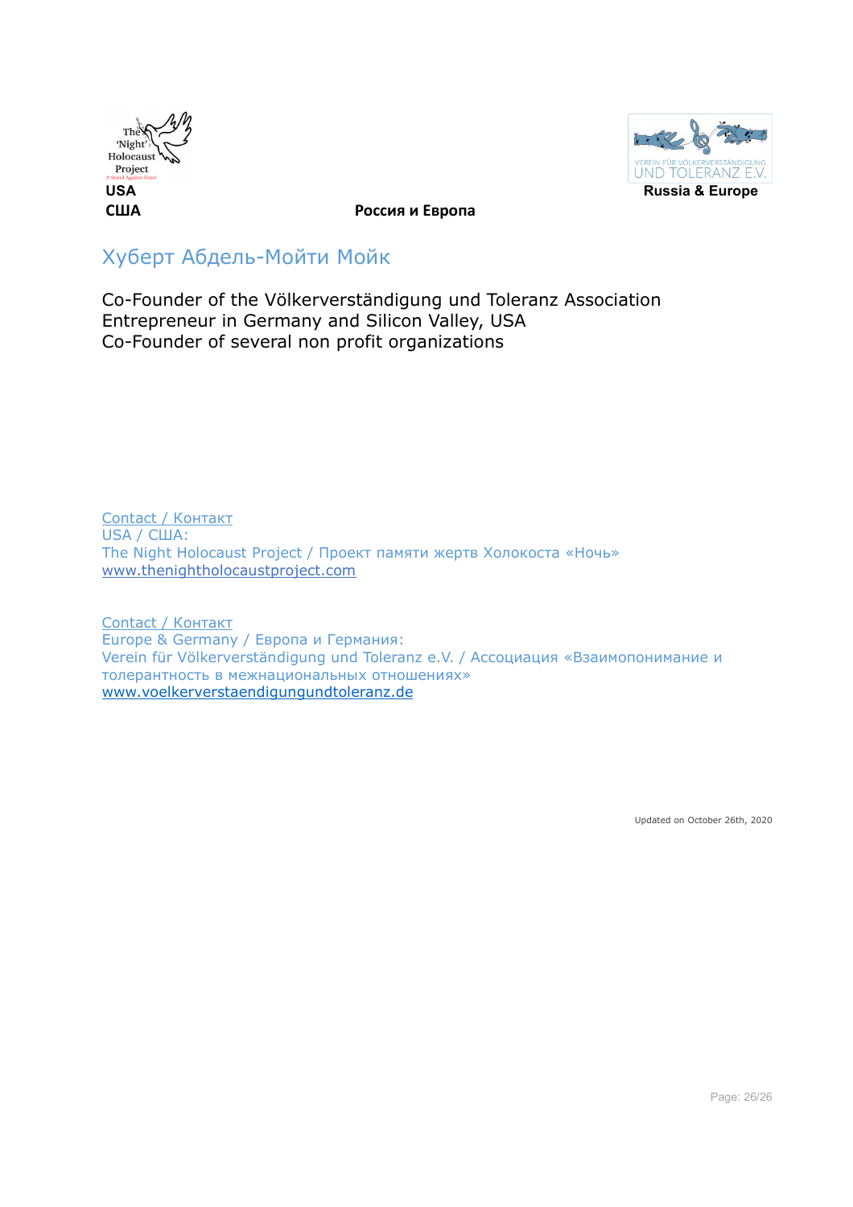USA
США

Россия и Европа

Russia & Europe

## Хуберт Абдель-Мойти Мойк

Co-Founder of the Völkerverständigung und Toleranz Association
Entrepreneur in Germany and Silicon Valley, USA
Co-Founder of several non profit organizations

Contact / Контакт
USA / США:
The Night Holocaust Project / Проект памяти жертв Холокоста «Ночь»
www.thenightholocaustproject.com

Contact / Контакт
Europe & Germany / Европа и Германия:
Verein für Völkerverständigung und Toleranz e.V. / Ассоциация «Взаимопонимание и толерантность в межнациональных отношениях»
www.voelkerverstaendigungundtoleranz.de

Updated on October 26th, 2020